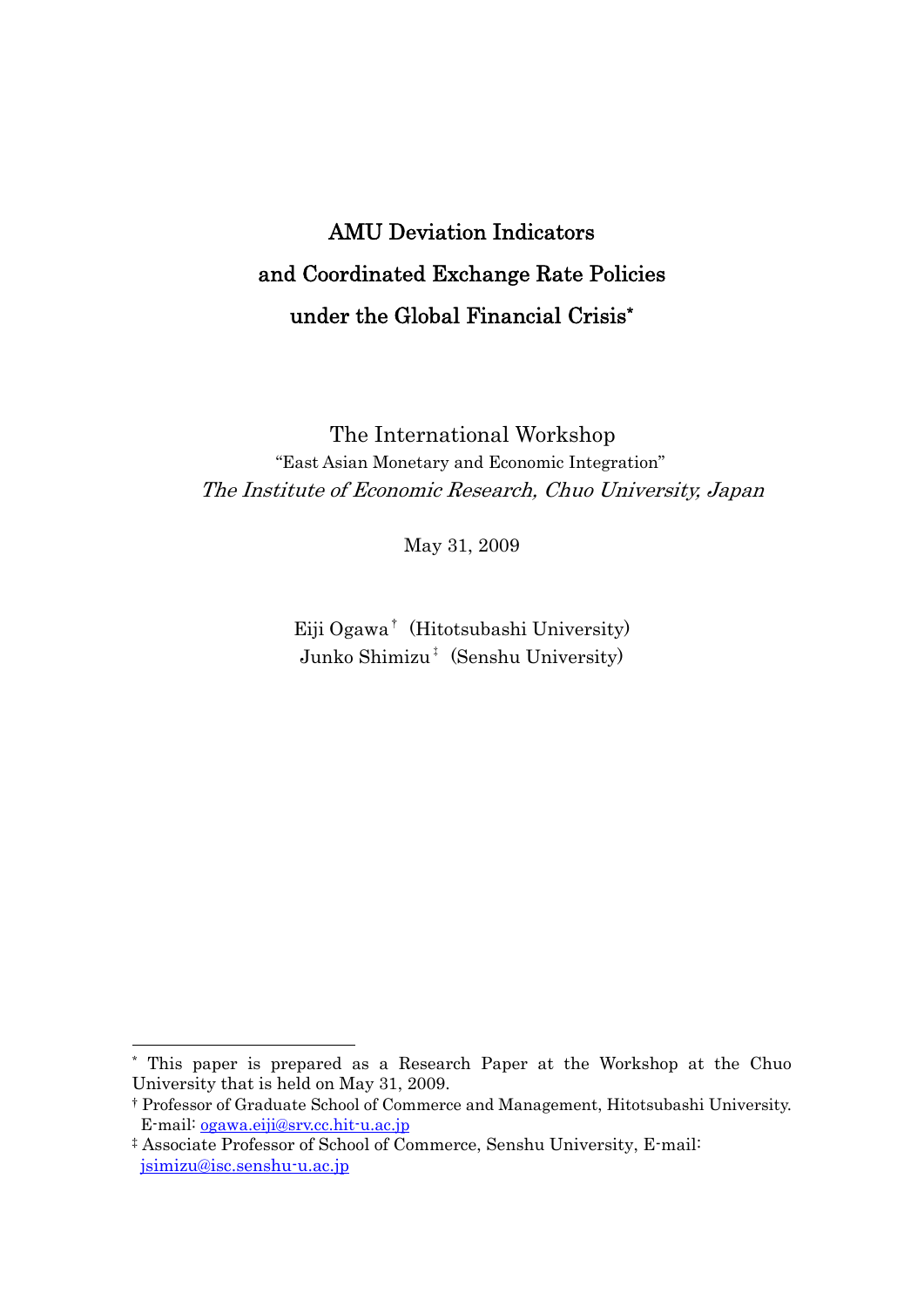# AMU Deviation Indicators and Coordinated Exchange Rate Policies under the Global Financial Crisis*

The International Workshop

"East Asian Monetary and Economic Integration"

*The Institute of Economic Research, Chuo University, Japan*

May 31, 2009

Eiji Ogawa[†] (Hitotsubashi University)

Junko Shimizu[‡] (Senshu University)

---

[*] This paper is prepared as a Research Paper at the Workshop at the Chuo University that is held on May 31, 2009.

[†] Professor of Graduate School of Commerce and Management, Hitotsubashi University. E-mail: ogawa.eiji@srv.cc.hit-u.ac.jp

[‡] Associate Professor of School of Commerce, Senshu University, E-mail: jsimizu@isc.senshu-u.ac.jp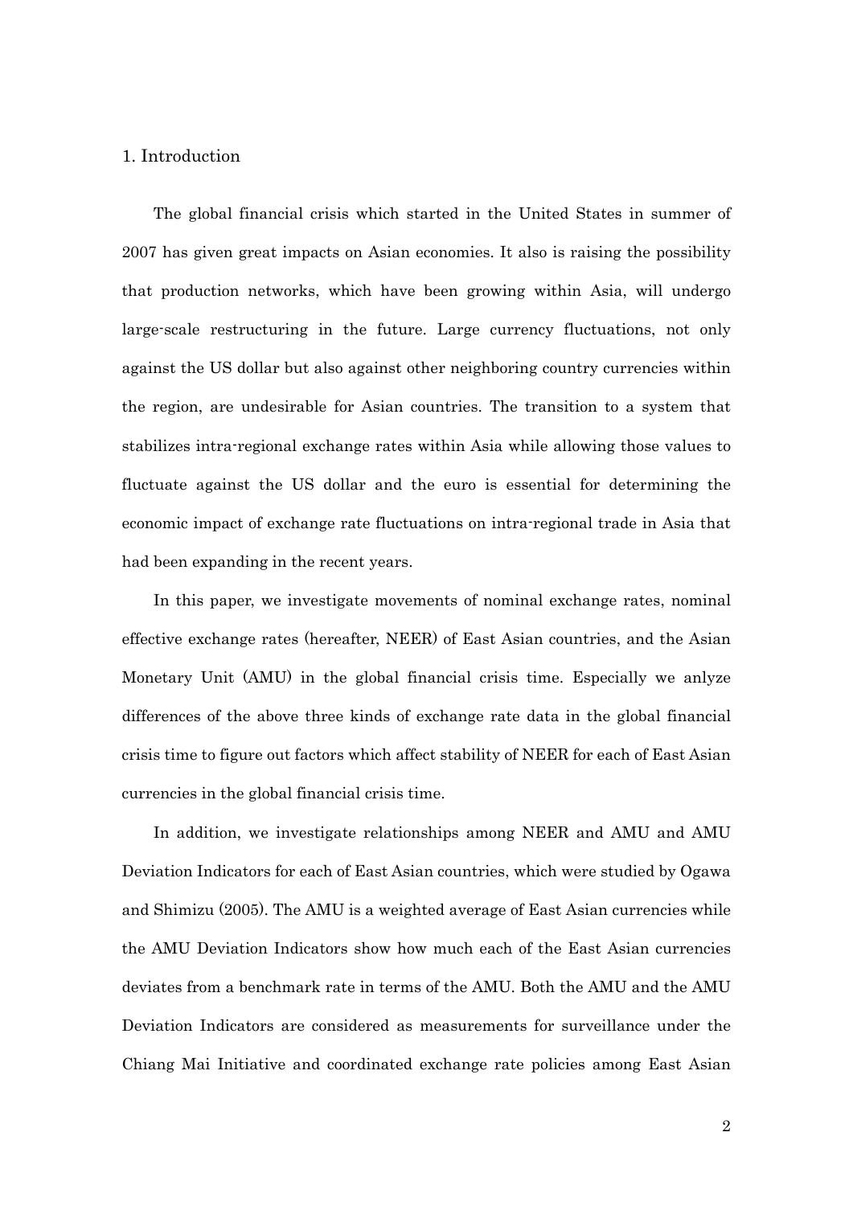# 1. Introduction

The global financial crisis which started in the United States in summer of 2007 has given great impacts on Asian economies. It also is raising the possibility that production networks, which have been growing within Asia, will undergo large-scale restructuring in the future. Large currency fluctuations, not only against the US dollar but also against other neighboring country currencies within the region, are undesirable for Asian countries. The transition to a system that stabilizes intra-regional exchange rates within Asia while allowing those values to fluctuate against the US dollar and the euro is essential for determining the economic impact of exchange rate fluctuations on intra-regional trade in Asia that had been expanding in the recent years.

In this paper, we investigate movements of nominal exchange rates, nominal effective exchange rates (hereafter, NEER) of East Asian countries, and the Asian Monetary Unit (AMU) in the global financial crisis time. Especially we anlyze differences of the above three kinds of exchange rate data in the global financial crisis time to figure out factors which affect stability of NEER for each of East Asian currencies in the global financial crisis time.

In addition, we investigate relationships among NEER and AMU and AMU Deviation Indicators for each of East Asian countries, which were studied by Ogawa and Shimizu (2005). The AMU is a weighted average of East Asian currencies while the AMU Deviation Indicators show how much each of the East Asian currencies deviates from a benchmark rate in terms of the AMU. Both the AMU and the AMU Deviation Indicators are considered as measurements for surveillance under the Chiang Mai Initiative and coordinated exchange rate policies among East Asian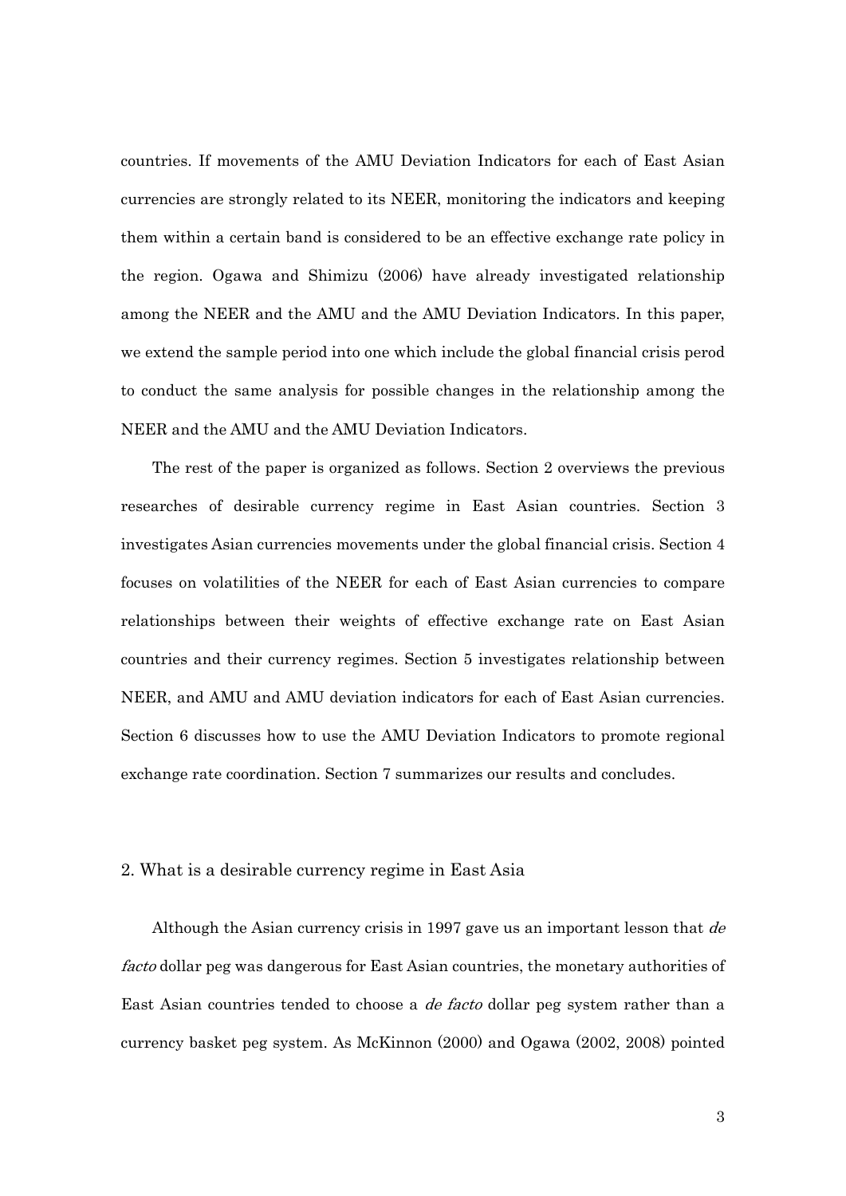countries. If movements of the AMU Deviation Indicators for each of East Asian currencies are strongly related to its NEER, monitoring the indicators and keeping them within a certain band is considered to be an effective exchange rate policy in the region. Ogawa and Shimizu (2006) have already investigated relationship among the NEER and the AMU and the AMU Deviation Indicators. In this paper, we extend the sample period into one which include the global financial crisis perod to conduct the same analysis for possible changes in the relationship among the NEER and the AMU and the AMU Deviation Indicators.

The rest of the paper is organized as follows. Section 2 overviews the previous researches of desirable currency regime in East Asian countries. Section 3 investigates Asian currencies movements under the global financial crisis. Section 4 focuses on volatilities of the NEER for each of East Asian currencies to compare relationships between their weights of effective exchange rate on East Asian countries and their currency regimes. Section 5 investigates relationship between NEER, and AMU and AMU deviation indicators for each of East Asian currencies. Section 6 discusses how to use the AMU Deviation Indicators to promote regional exchange rate coordination. Section 7 summarizes our results and concludes.

## 2. What is a desirable currency regime in East Asia

Although the Asian currency crisis in 1997 gave us an important lesson that *de facto* dollar peg was dangerous for East Asian countries, the monetary authorities of East Asian countries tended to choose a *de facto* dollar peg system rather than a currency basket peg system. As McKinnon (2000) and Ogawa (2002, 2008) pointed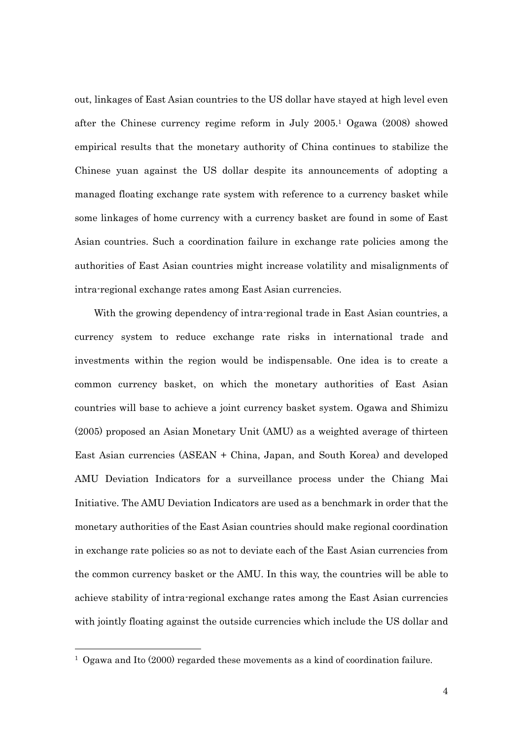out, linkages of East Asian countries to the US dollar have stayed at high level even after the Chinese currency regime reform in July 2005.[1] Ogawa (2008) showed empirical results that the monetary authority of China continues to stabilize the Chinese yuan against the US dollar despite its announcements of adopting a managed floating exchange rate system with reference to a currency basket while some linkages of home currency with a currency basket are found in some of East Asian countries. Such a coordination failure in exchange rate policies among the authorities of East Asian countries might increase volatility and misalignments of intra-regional exchange rates among East Asian currencies.

With the growing dependency of intra-regional trade in East Asian countries, a currency system to reduce exchange rate risks in international trade and investments within the region would be indispensable. One idea is to create a common currency basket, on which the monetary authorities of East Asian countries will base to achieve a joint currency basket system. Ogawa and Shimizu (2005) proposed an Asian Monetary Unit (AMU) as a weighted average of thirteen East Asian currencies (ASEAN + China, Japan, and South Korea) and developed AMU Deviation Indicators for a surveillance process under the Chiang Mai Initiative. The AMU Deviation Indicators are used as a benchmark in order that the monetary authorities of the East Asian countries should make regional coordination in exchange rate policies so as not to deviate each of the East Asian currencies from the common currency basket or the AMU. In this way, the countries will be able to achieve stability of intra-regional exchange rates among the East Asian currencies with jointly floating against the outside currencies which include the US dollar and

[1] Ogawa and Ito (2000) regarded these movements as a kind of coordination failure.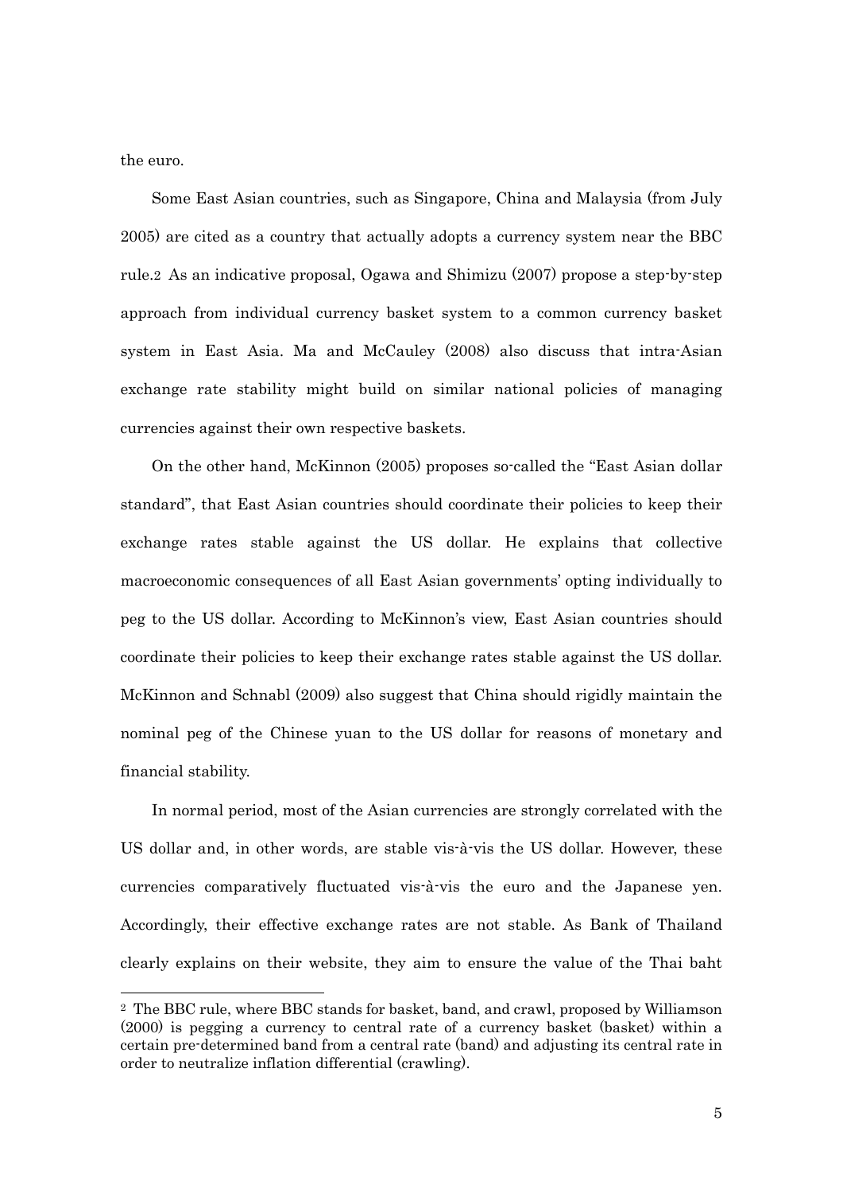the euro.

Some East Asian countries, such as Singapore, China and Malaysia (from July 2005) are cited as a country that actually adopts a currency system near the BBC rule.[2] As an indicative proposal, Ogawa and Shimizu (2007) propose a step-by-step approach from individual currency basket system to a common currency basket system in East Asia. Ma and McCauley (2008) also discuss that intra-Asian exchange rate stability might build on similar national policies of managing currencies against their own respective baskets.

On the other hand, McKinnon (2005) proposes so-called the "East Asian dollar standard", that East Asian countries should coordinate their policies to keep their exchange rates stable against the US dollar. He explains that collective macroeconomic consequences of all East Asian governments' opting individually to peg to the US dollar. According to McKinnon's view, East Asian countries should coordinate their policies to keep their exchange rates stable against the US dollar. McKinnon and Schnabl (2009) also suggest that China should rigidly maintain the nominal peg of the Chinese yuan to the US dollar for reasons of monetary and financial stability.

In normal period, most of the Asian currencies are strongly correlated with the US dollar and, in other words, are stable vis-à-vis the US dollar. However, these currencies comparatively fluctuated vis-à-vis the euro and the Japanese yen. Accordingly, their effective exchange rates are not stable. As Bank of Thailand clearly explains on their website, they aim to ensure the value of the Thai baht

---

[2] The BBC rule, where BBC stands for basket, band, and crawl, proposed by Williamson (2000) is pegging a currency to central rate of a currency basket (basket) within a certain pre-determined band from a central rate (band) and adjusting its central rate in order to neutralize inflation differential (crawling).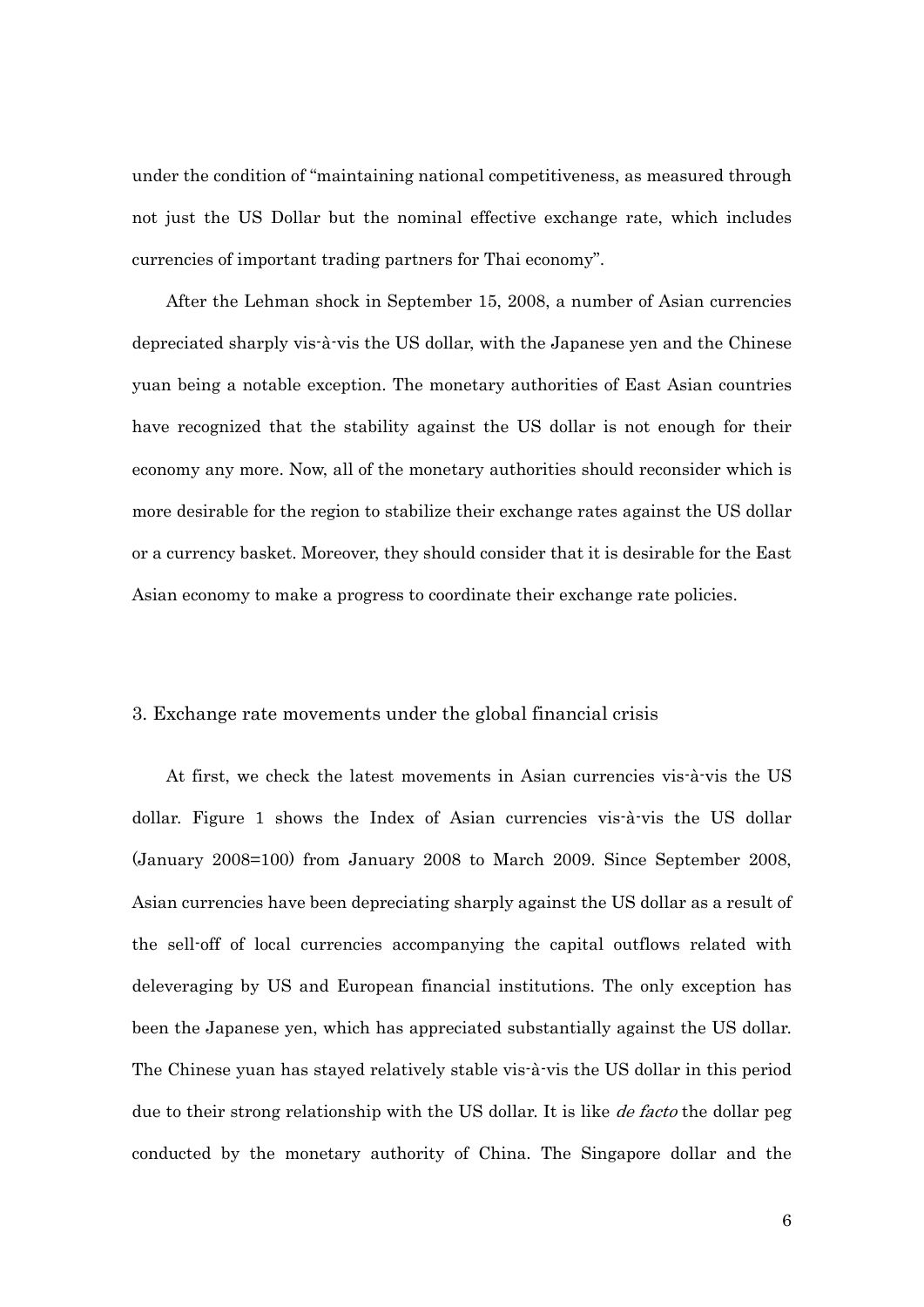under the condition of "maintaining national competitiveness, as measured through not just the US Dollar but the nominal effective exchange rate, which includes currencies of important trading partners for Thai economy".

After the Lehman shock in September 15, 2008, a number of Asian currencies depreciated sharply vis-à-vis the US dollar, with the Japanese yen and the Chinese yuan being a notable exception. The monetary authorities of East Asian countries have recognized that the stability against the US dollar is not enough for their economy any more. Now, all of the monetary authorities should reconsider which is more desirable for the region to stabilize their exchange rates against the US dollar or a currency basket. Moreover, they should consider that it is desirable for the East Asian economy to make a progress to coordinate their exchange rate policies.

## 3. Exchange rate movements under the global financial crisis

At first, we check the latest movements in Asian currencies vis-à-vis the US dollar. Figure 1 shows the Index of Asian currencies vis-à-vis the US dollar (January 2008=100) from January 2008 to March 2009. Since September 2008, Asian currencies have been depreciating sharply against the US dollar as a result of the sell-off of local currencies accompanying the capital outflows related with deleveraging by US and European financial institutions. The only exception has been the Japanese yen, which has appreciated substantially against the US dollar. The Chinese yuan has stayed relatively stable vis-à-vis the US dollar in this period due to their strong relationship with the US dollar. It is like *de facto* the dollar peg conducted by the monetary authority of China. The Singapore dollar and the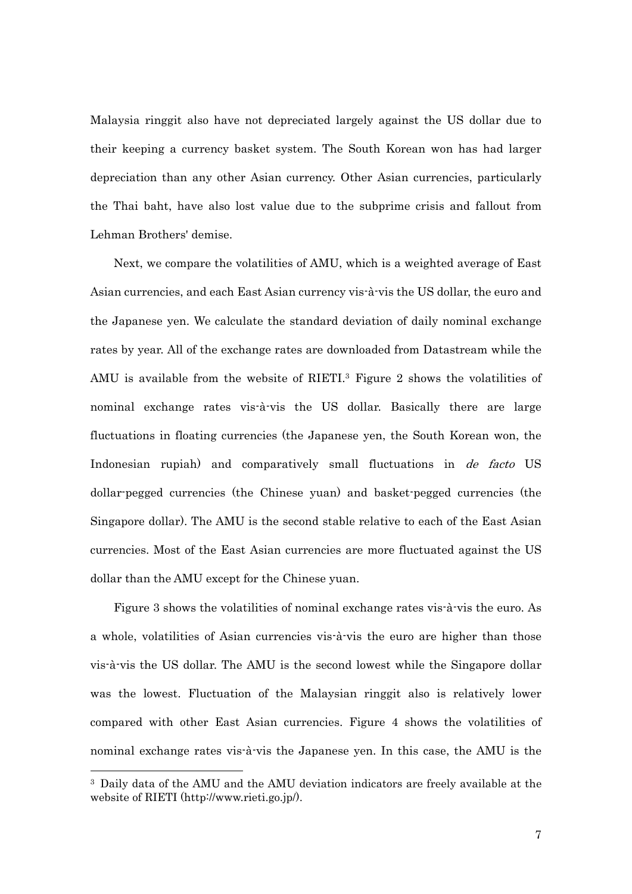Malaysia ringgit also have not depreciated largely against the US dollar due to their keeping a currency basket system. The South Korean won has had larger depreciation than any other Asian currency. Other Asian currencies, particularly the Thai baht, have also lost value due to the subprime crisis and fallout from Lehman Brothers' demise.

Next, we compare the volatilities of AMU, which is a weighted average of East Asian currencies, and each East Asian currency vis-à-vis the US dollar, the euro and the Japanese yen. We calculate the standard deviation of daily nominal exchange rates by year. All of the exchange rates are downloaded from Datastream while the AMU is available from the website of RIETI.[3] Figure 2 shows the volatilities of nominal exchange rates vis-à-vis the US dollar. Basically there are large fluctuations in floating currencies (the Japanese yen, the South Korean won, the Indonesian rupiah) and comparatively small fluctuations in *de facto* US dollar-pegged currencies (the Chinese yuan) and basket-pegged currencies (the Singapore dollar). The AMU is the second stable relative to each of the East Asian currencies. Most of the East Asian currencies are more fluctuated against the US dollar than the AMU except for the Chinese yuan.

Figure 3 shows the volatilities of nominal exchange rates vis-à-vis the euro. As a whole, volatilities of Asian currencies vis-à-vis the euro are higher than those vis-à-vis the US dollar. The AMU is the second lowest while the Singapore dollar was the lowest. Fluctuation of the Malaysian ringgit also is relatively lower compared with other East Asian currencies. Figure 4 shows the volatilities of nominal exchange rates vis-à-vis the Japanese yen. In this case, the AMU is the

[3] Daily data of the AMU and the AMU deviation indicators are freely available at the website of RIETI (http://www.rieti.go.jp/).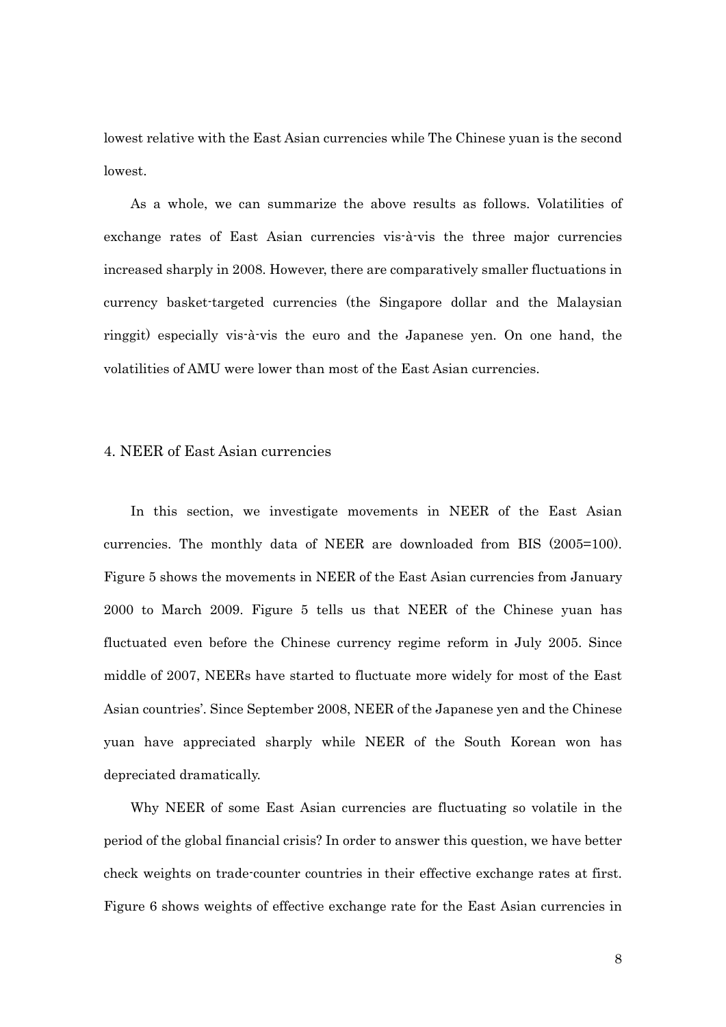lowest relative with the East Asian currencies while The Chinese yuan is the second lowest.

As a whole, we can summarize the above results as follows. Volatilities of exchange rates of East Asian currencies vis-à-vis the three major currencies increased sharply in 2008. However, there are comparatively smaller fluctuations in currency basket-targeted currencies (the Singapore dollar and the Malaysian ringgit) especially vis-à-vis the euro and the Japanese yen. On one hand, the volatilities of AMU were lower than most of the East Asian currencies.

## 4. NEER of East Asian currencies

In this section, we investigate movements in NEER of the East Asian currencies. The monthly data of NEER are downloaded from BIS (2005=100). Figure 5 shows the movements in NEER of the East Asian currencies from January 2000 to March 2009. Figure 5 tells us that NEER of the Chinese yuan has fluctuated even before the Chinese currency regime reform in July 2005. Since middle of 2007, NEERs have started to fluctuate more widely for most of the East Asian countries'. Since September 2008, NEER of the Japanese yen and the Chinese yuan have appreciated sharply while NEER of the South Korean won has depreciated dramatically.

Why NEER of some East Asian currencies are fluctuating so volatile in the period of the global financial crisis? In order to answer this question, we have better check weights on trade-counter countries in their effective exchange rates at first. Figure 6 shows weights of effective exchange rate for the East Asian currencies in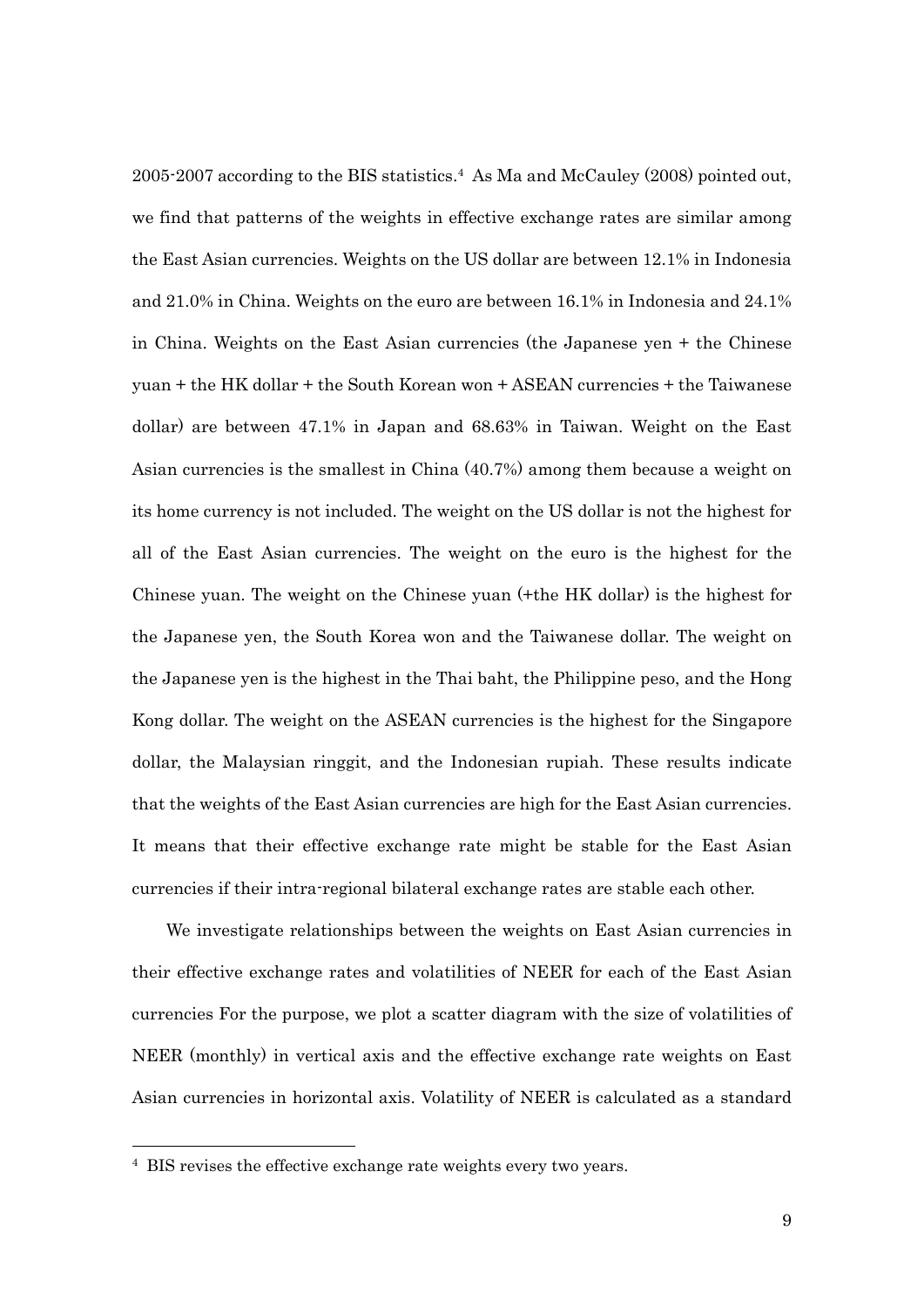2005-2007 according to the BIS statistics.[4] As Ma and McCauley (2008) pointed out, we find that patterns of the weights in effective exchange rates are similar among the East Asian currencies. Weights on the US dollar are between 12.1% in Indonesia and 21.0% in China. Weights on the euro are between 16.1% in Indonesia and 24.1% in China. Weights on the East Asian currencies (the Japanese yen + the Chinese yuan + the HK dollar + the South Korean won + ASEAN currencies + the Taiwanese dollar) are between 47.1% in Japan and 68.63% in Taiwan. Weight on the East Asian currencies is the smallest in China (40.7%) among them because a weight on its home currency is not included. The weight on the US dollar is not the highest for all of the East Asian currencies. The weight on the euro is the highest for the Chinese yuan. The weight on the Chinese yuan (+the HK dollar) is the highest for the Japanese yen, the South Korea won and the Taiwanese dollar. The weight on the Japanese yen is the highest in the Thai baht, the Philippine peso, and the Hong Kong dollar. The weight on the ASEAN currencies is the highest for the Singapore dollar, the Malaysian ringgit, and the Indonesian rupiah. These results indicate that the weights of the East Asian currencies are high for the East Asian currencies. It means that their effective exchange rate might be stable for the East Asian currencies if their intra-regional bilateral exchange rates are stable each other.

We investigate relationships between the weights on East Asian currencies in their effective exchange rates and volatilities of NEER for each of the East Asian currencies For the purpose, we plot a scatter diagram with the size of volatilities of NEER (monthly) in vertical axis and the effective exchange rate weights on East Asian currencies in horizontal axis. Volatility of NEER is calculated as a standard

---

[4] BIS revises the effective exchange rate weights every two years.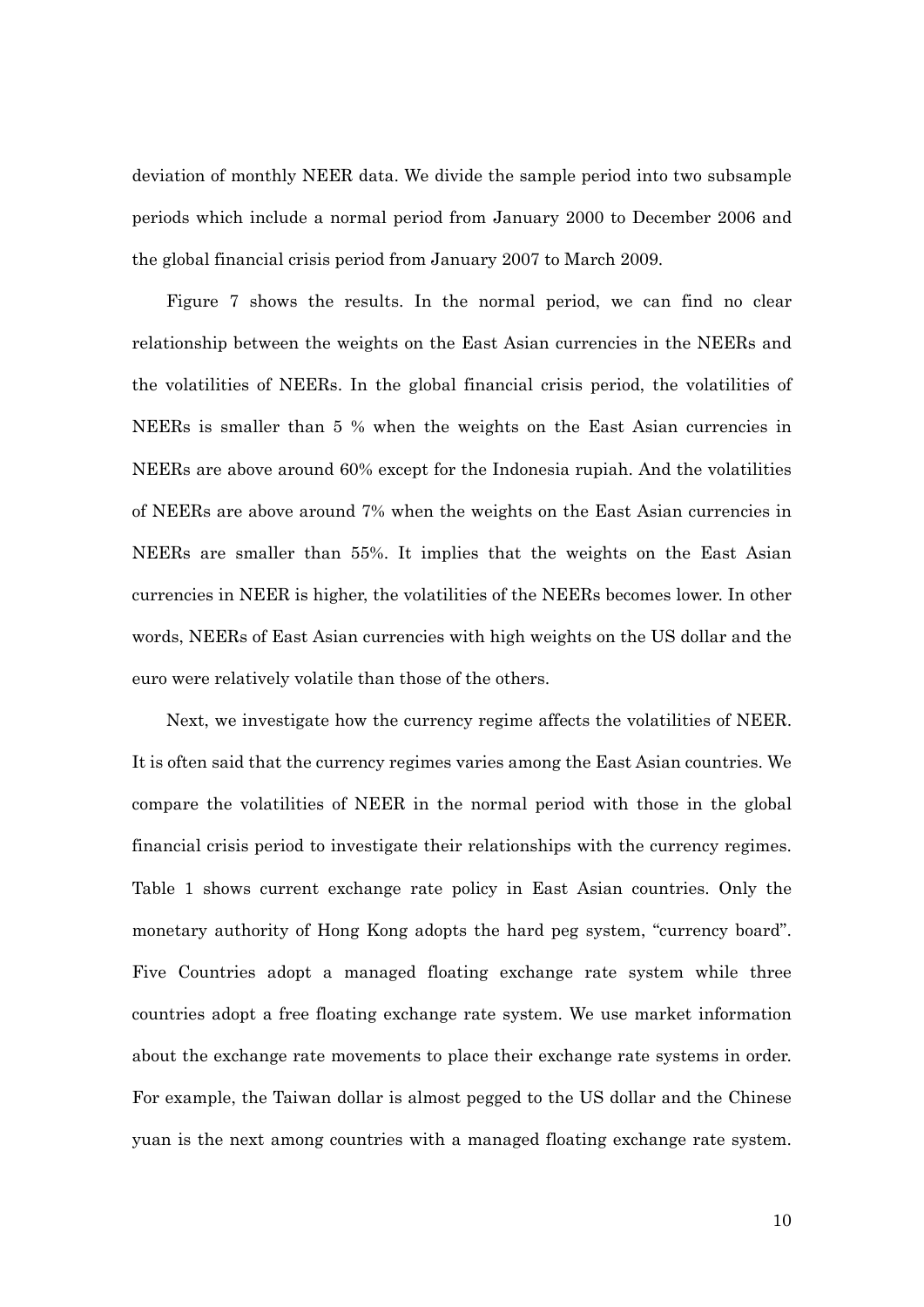deviation of monthly NEER data. We divide the sample period into two subsample periods which include a normal period from January 2000 to December 2006 and the global financial crisis period from January 2007 to March 2009.

Figure 7 shows the results. In the normal period, we can find no clear relationship between the weights on the East Asian currencies in the NEERs and the volatilities of NEERs. In the global financial crisis period, the volatilities of NEERs is smaller than 5 % when the weights on the East Asian currencies in NEERs are above around 60% except for the Indonesia rupiah. And the volatilities of NEERs are above around 7% when the weights on the East Asian currencies in NEERs are smaller than 55%. It implies that the weights on the East Asian currencies in NEER is higher, the volatilities of the NEERs becomes lower. In other words, NEERs of East Asian currencies with high weights on the US dollar and the euro were relatively volatile than those of the others.

Next, we investigate how the currency regime affects the volatilities of NEER. It is often said that the currency regimes varies among the East Asian countries. We compare the volatilities of NEER in the normal period with those in the global financial crisis period to investigate their relationships with the currency regimes. Table 1 shows current exchange rate policy in East Asian countries. Only the monetary authority of Hong Kong adopts the hard peg system, "currency board". Five Countries adopt a managed floating exchange rate system while three countries adopt a free floating exchange rate system. We use market information about the exchange rate movements to place their exchange rate systems in order. For example, the Taiwan dollar is almost pegged to the US dollar and the Chinese yuan is the next among countries with a managed floating exchange rate system.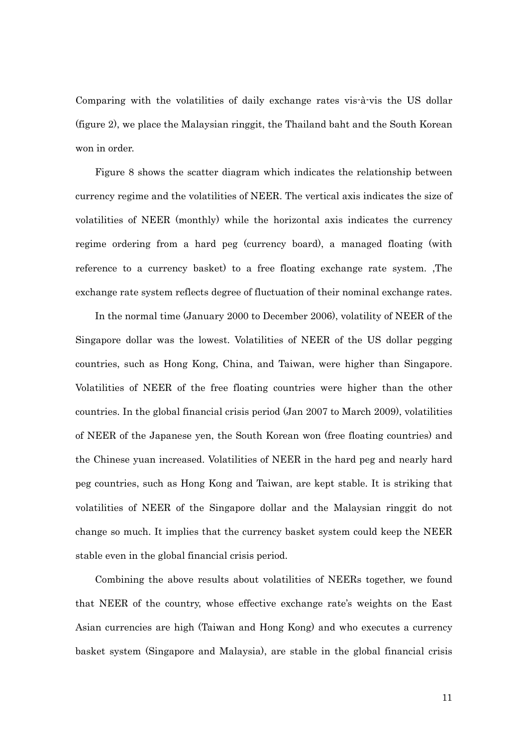Comparing with the volatilities of daily exchange rates vis-à-vis the US dollar (figure 2), we place the Malaysian ringgit, the Thailand baht and the South Korean won in order.

Figure 8 shows the scatter diagram which indicates the relationship between currency regime and the volatilities of NEER. The vertical axis indicates the size of volatilities of NEER (monthly) while the horizontal axis indicates the currency regime ordering from a hard peg (currency board), a managed floating (with reference to a currency basket) to a free floating exchange rate system. ,The exchange rate system reflects degree of fluctuation of their nominal exchange rates.

In the normal time (January 2000 to December 2006), volatility of NEER of the Singapore dollar was the lowest. Volatilities of NEER of the US dollar pegging countries, such as Hong Kong, China, and Taiwan, were higher than Singapore. Volatilities of NEER of the free floating countries were higher than the other countries. In the global financial crisis period (Jan 2007 to March 2009), volatilities of NEER of the Japanese yen, the South Korean won (free floating countries) and the Chinese yuan increased. Volatilities of NEER in the hard peg and nearly hard peg countries, such as Hong Kong and Taiwan, are kept stable. It is striking that volatilities of NEER of the Singapore dollar and the Malaysian ringgit do not change so much. It implies that the currency basket system could keep the NEER stable even in the global financial crisis period.

Combining the above results about volatilities of NEERs together, we found that NEER of the country, whose effective exchange rate's weights on the East Asian currencies are high (Taiwan and Hong Kong) and who executes a currency basket system (Singapore and Malaysia), are stable in the global financial crisis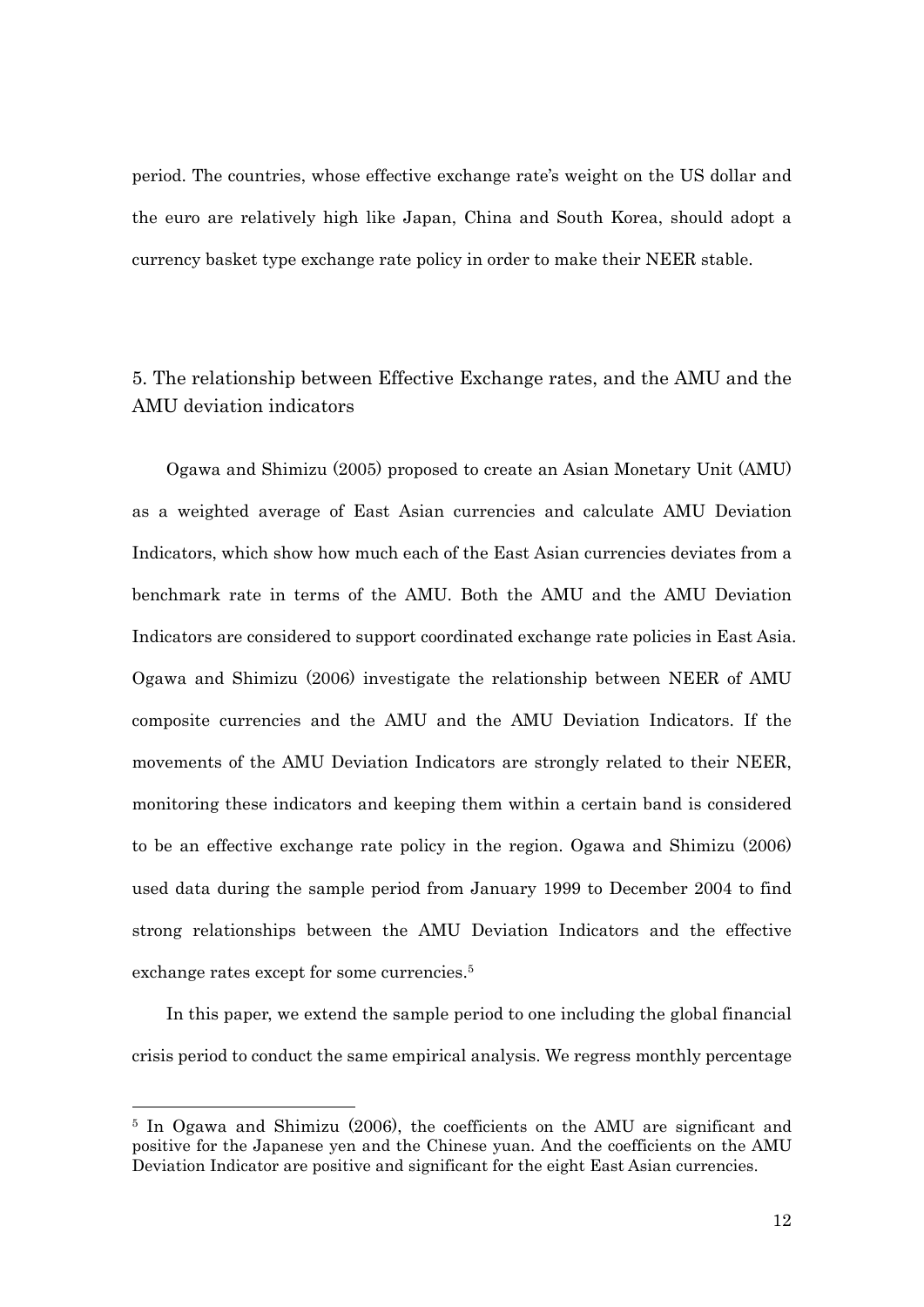period. The countries, whose effective exchange rate's weight on the US dollar and the euro are relatively high like Japan, China and South Korea, should adopt a currency basket type exchange rate policy in order to make their NEER stable.

## 5. The relationship between Effective Exchange rates, and the AMU and the AMU deviation indicators

Ogawa and Shimizu (2005) proposed to create an Asian Monetary Unit (AMU) as a weighted average of East Asian currencies and calculate AMU Deviation Indicators, which show how much each of the East Asian currencies deviates from a benchmark rate in terms of the AMU. Both the AMU and the AMU Deviation Indicators are considered to support coordinated exchange rate policies in East Asia. Ogawa and Shimizu (2006) investigate the relationship between NEER of AMU composite currencies and the AMU and the AMU Deviation Indicators. If the movements of the AMU Deviation Indicators are strongly related to their NEER, monitoring these indicators and keeping them within a certain band is considered to be an effective exchange rate policy in the region. Ogawa and Shimizu (2006) used data during the sample period from January 1999 to December 2004 to find strong relationships between the AMU Deviation Indicators and the effective exchange rates except for some currencies.[5]

In this paper, we extend the sample period to one including the global financial crisis period to conduct the same empirical analysis. We regress monthly percentage

[5] In Ogawa and Shimizu (2006), the coefficients on the AMU are significant and positive for the Japanese yen and the Chinese yuan. And the coefficients on the AMU Deviation Indicator are positive and significant for the eight East Asian currencies.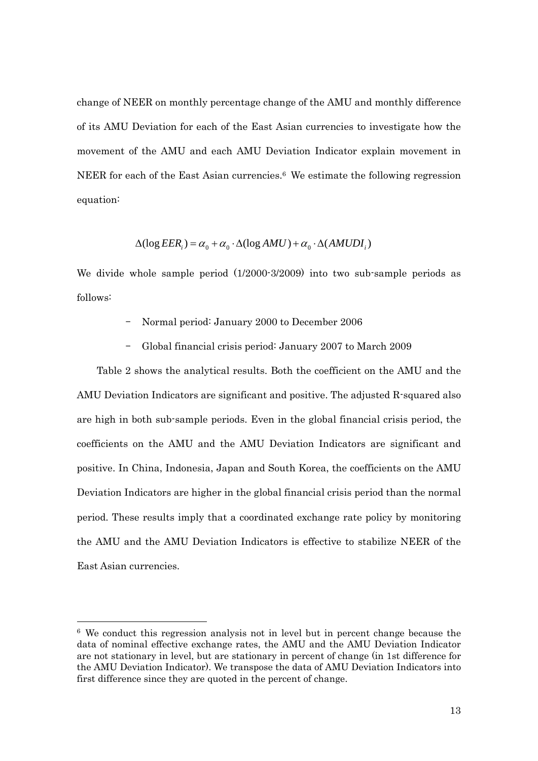change of NEER on monthly percentage change of the AMU and monthly difference of its AMU Deviation for each of the East Asian currencies to investigate how the movement of the AMU and each AMU Deviation Indicator explain movement in NEER for each of the East Asian currencies.[6] We estimate the following regression equation:

$$\Delta(\log EER_i) = \alpha_0 + \alpha_0 \cdot \Delta(\log AMU) + \alpha_0 \cdot \Delta(AMUDI_i)$$

We divide whole sample period (1/2000-3/2009) into two sub-sample periods as follows:

- Normal period: January 2000 to December 2006
- Global financial crisis period: January 2007 to March 2009

Table 2 shows the analytical results. Both the coefficient on the AMU and the AMU Deviation Indicators are significant and positive. The adjusted R-squared also are high in both sub-sample periods. Even in the global financial crisis period, the coefficients on the AMU and the AMU Deviation Indicators are significant and positive. In China, Indonesia, Japan and South Korea, the coefficients on the AMU Deviation Indicators are higher in the global financial crisis period than the normal period. These results imply that a coordinated exchange rate policy by monitoring the AMU and the AMU Deviation Indicators is effective to stabilize NEER of the East Asian currencies.

[6] We conduct this regression analysis not in level but in percent change because the data of nominal effective exchange rates, the AMU and the AMU Deviation Indicator are not stationary in level, but are stationary in percent of change (in 1st difference for the AMU Deviation Indicator). We transpose the data of AMU Deviation Indicators into first difference since they are quoted in the percent of change.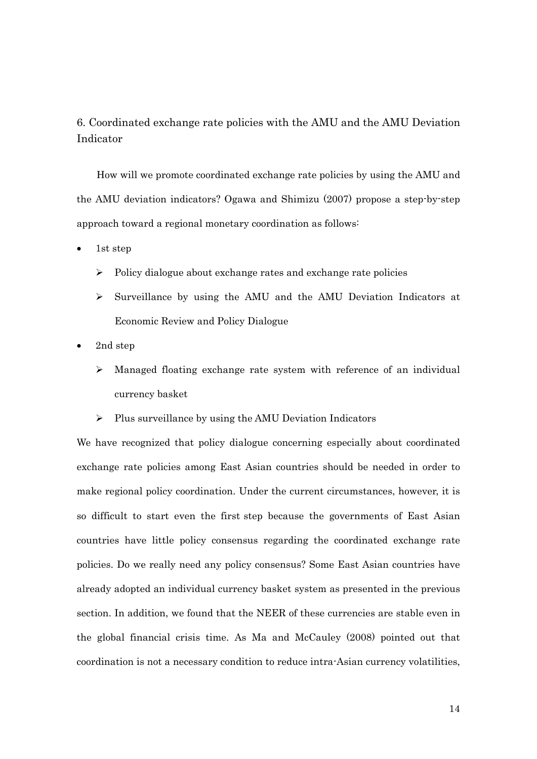## 6. Coordinated exchange rate policies with the AMU and the AMU Deviation Indicator

How will we promote coordinated exchange rate policies by using the AMU and the AMU deviation indicators? Ogawa and Shimizu (2007) propose a step-by-step approach toward a regional monetary coordination as follows:

- 1st step
  - Policy dialogue about exchange rates and exchange rate policies
  - Surveillance by using the AMU and the AMU Deviation Indicators at Economic Review and Policy Dialogue
- 2nd step
  - Managed floating exchange rate system with reference of an individual currency basket
  - Plus surveillance by using the AMU Deviation Indicators

We have recognized that policy dialogue concerning especially about coordinated exchange rate policies among East Asian countries should be needed in order to make regional policy coordination. Under the current circumstances, however, it is so difficult to start even the first step because the governments of East Asian countries have little policy consensus regarding the coordinated exchange rate policies. Do we really need any policy consensus? Some East Asian countries have already adopted an individual currency basket system as presented in the previous section. In addition, we found that the NEER of these currencies are stable even in the global financial crisis time. As Ma and McCauley (2008) pointed out that coordination is not a necessary condition to reduce intra-Asian currency volatilities,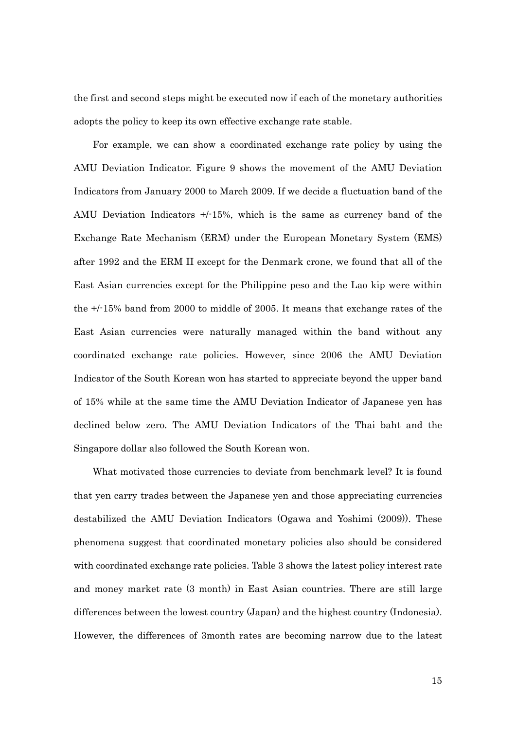the first and second steps might be executed now if each of the monetary authorities adopts the policy to keep its own effective exchange rate stable.

For example, we can show a coordinated exchange rate policy by using the AMU Deviation Indicator. Figure 9 shows the movement of the AMU Deviation Indicators from January 2000 to March 2009. If we decide a fluctuation band of the AMU Deviation Indicators +/-15%, which is the same as currency band of the Exchange Rate Mechanism (ERM) under the European Monetary System (EMS) after 1992 and the ERM II except for the Denmark crone, we found that all of the East Asian currencies except for the Philippine peso and the Lao kip were within the +/-15% band from 2000 to middle of 2005. It means that exchange rates of the East Asian currencies were naturally managed within the band without any coordinated exchange rate policies. However, since 2006 the AMU Deviation Indicator of the South Korean won has started to appreciate beyond the upper band of 15% while at the same time the AMU Deviation Indicator of Japanese yen has declined below zero. The AMU Deviation Indicators of the Thai baht and the Singapore dollar also followed the South Korean won.

What motivated those currencies to deviate from benchmark level? It is found that yen carry trades between the Japanese yen and those appreciating currencies destabilized the AMU Deviation Indicators (Ogawa and Yoshimi (2009)). These phenomena suggest that coordinated monetary policies also should be considered with coordinated exchange rate policies. Table 3 shows the latest policy interest rate and money market rate (3 month) in East Asian countries. There are still large differences between the lowest country (Japan) and the highest country (Indonesia). However, the differences of 3month rates are becoming narrow due to the latest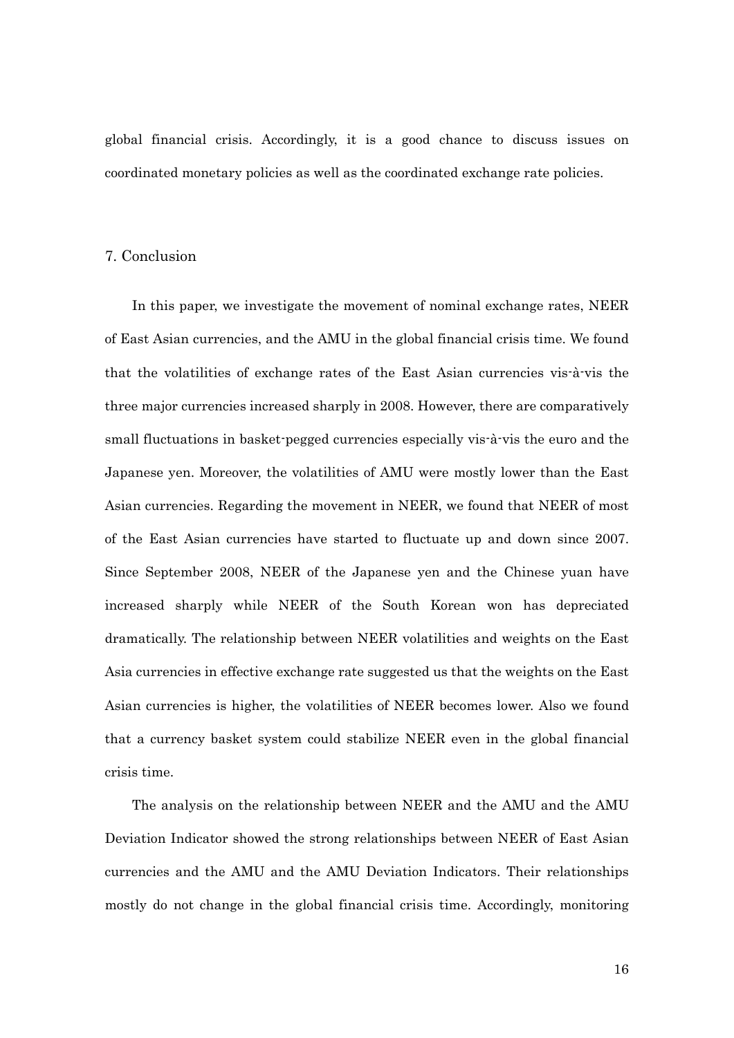global financial crisis. Accordingly, it is a good chance to discuss issues on coordinated monetary policies as well as the coordinated exchange rate policies.

## 7. Conclusion

In this paper, we investigate the movement of nominal exchange rates, NEER of East Asian currencies, and the AMU in the global financial crisis time. We found that the volatilities of exchange rates of the East Asian currencies vis-à-vis the three major currencies increased sharply in 2008. However, there are comparatively small fluctuations in basket-pegged currencies especially vis-à-vis the euro and the Japanese yen. Moreover, the volatilities of AMU were mostly lower than the East Asian currencies. Regarding the movement in NEER, we found that NEER of most of the East Asian currencies have started to fluctuate up and down since 2007. Since September 2008, NEER of the Japanese yen and the Chinese yuan have increased sharply while NEER of the South Korean won has depreciated dramatically. The relationship between NEER volatilities and weights on the East Asia currencies in effective exchange rate suggested us that the weights on the East Asian currencies is higher, the volatilities of NEER becomes lower. Also we found that a currency basket system could stabilize NEER even in the global financial crisis time.

The analysis on the relationship between NEER and the AMU and the AMU Deviation Indicator showed the strong relationships between NEER of East Asian currencies and the AMU and the AMU Deviation Indicators. Their relationships mostly do not change in the global financial crisis time. Accordingly, monitoring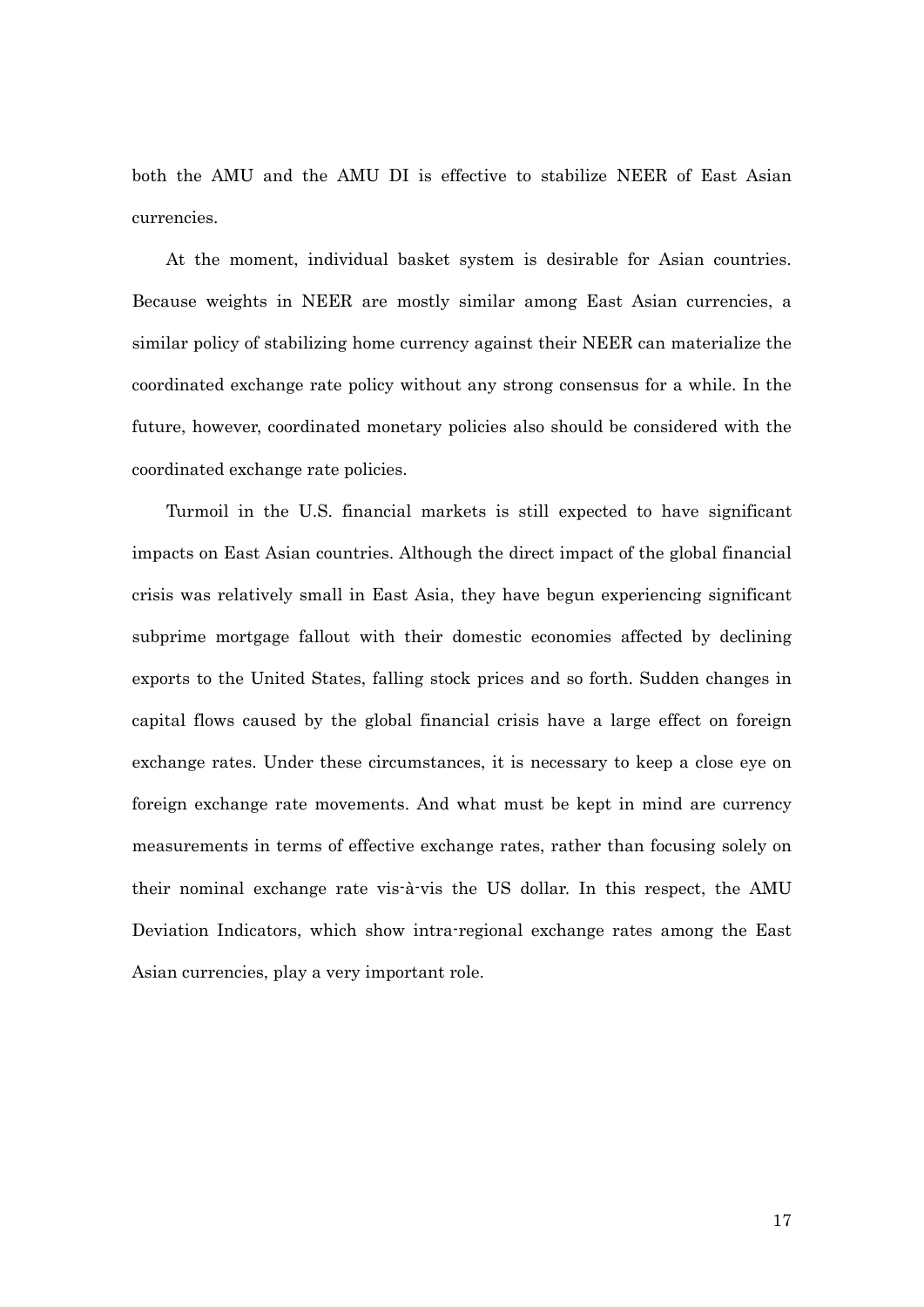both the AMU and the AMU DI is effective to stabilize NEER of East Asian currencies.

At the moment, individual basket system is desirable for Asian countries. Because weights in NEER are mostly similar among East Asian currencies, a similar policy of stabilizing home currency against their NEER can materialize the coordinated exchange rate policy without any strong consensus for a while. In the future, however, coordinated monetary policies also should be considered with the coordinated exchange rate policies.

Turmoil in the U.S. financial markets is still expected to have significant impacts on East Asian countries. Although the direct impact of the global financial crisis was relatively small in East Asia, they have begun experiencing significant subprime mortgage fallout with their domestic economies affected by declining exports to the United States, falling stock prices and so forth. Sudden changes in capital flows caused by the global financial crisis have a large effect on foreign exchange rates. Under these circumstances, it is necessary to keep a close eye on foreign exchange rate movements. And what must be kept in mind are currency measurements in terms of effective exchange rates, rather than focusing solely on their nominal exchange rate vis-à-vis the US dollar. In this respect, the AMU Deviation Indicators, which show intra-regional exchange rates among the East Asian currencies, play a very important role.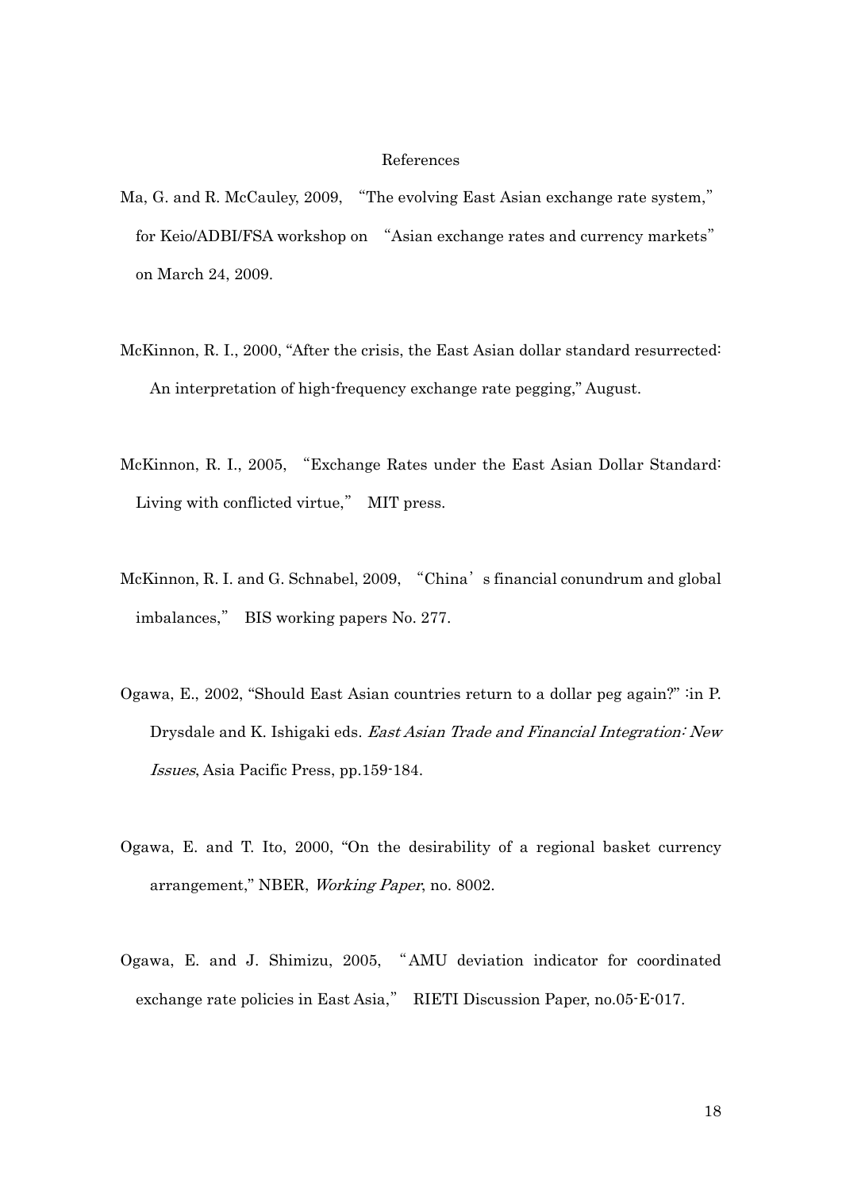# References

Ma, G. and R. McCauley, 2009, "The evolving East Asian exchange rate system," for Keio/ADBI/FSA workshop on "Asian exchange rates and currency markets" on March 24, 2009.

McKinnon, R. I., 2000, "After the crisis, the East Asian dollar standard resurrected: An interpretation of high-frequency exchange rate pegging," August.

McKinnon, R. I., 2005, "Exchange Rates under the East Asian Dollar Standard: Living with conflicted virtue," MIT press.

McKinnon, R. I. and G. Schnabel, 2009, "China's financial conundrum and global imbalances," BIS working papers No. 277.

Ogawa, E., 2002, "Should East Asian countries return to a dollar peg again?" :in P. Drysdale and K. Ishigaki eds. *East Asian Trade and Financial Integration: New Issues*, Asia Pacific Press, pp.159-184.

Ogawa, E. and T. Ito, 2000, "On the desirability of a regional basket currency arrangement," NBER, *Working Paper*, no. 8002.

Ogawa, E. and J. Shimizu, 2005, "AMU deviation indicator for coordinated exchange rate policies in East Asia," RIETI Discussion Paper, no.05-E-017.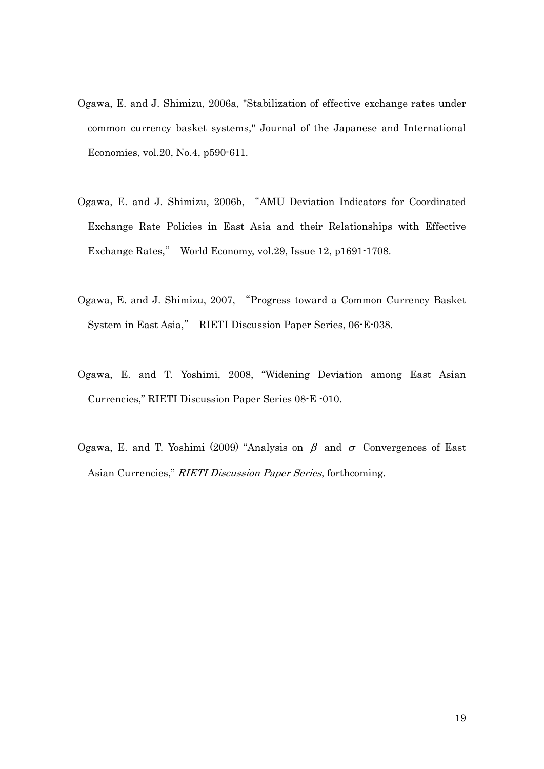Ogawa, E. and J. Shimizu, 2006a, "Stabilization of effective exchange rates under common currency basket systems," Journal of the Japanese and International Economies, vol.20, No.4, p590-611.

Ogawa, E. and J. Shimizu, 2006b, "AMU Deviation Indicators for Coordinated Exchange Rate Policies in East Asia and their Relationships with Effective Exchange Rates," World Economy, vol.29, Issue 12, p1691-1708.

Ogawa, E. and J. Shimizu, 2007, "Progress toward a Common Currency Basket System in East Asia," RIETI Discussion Paper Series, 06-E-038.

Ogawa, E. and T. Yoshimi, 2008, "Widening Deviation among East Asian Currencies," RIETI Discussion Paper Series 08-E -010.

Ogawa, E. and T. Yoshimi (2009) "Analysis on $\beta$ and $\sigma$ Convergences of East Asian Currencies," *RIETI Discussion Paper Series*, forthcoming.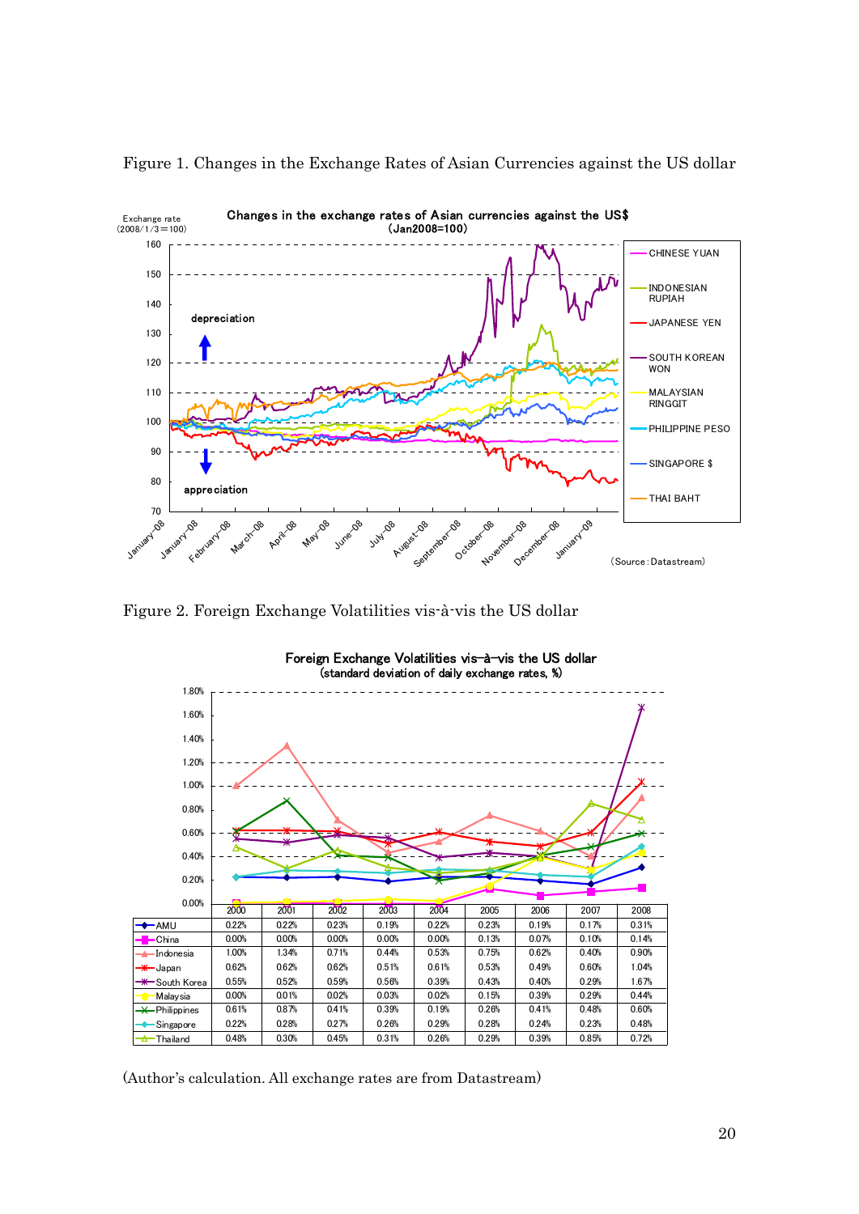Figure 1. Changes in the Exchange Rates of Asian Currencies against the US dollar

Changes in the exchange rates of Asian currencies against the US$
(Jan2008=100)

Exchange rate
(2008/1/3=100)

160
150
140
130
120
110
100
90
80
70

depreciation

appreciation

January-08
January-08
February-08
March-08
April-08
May-08
June-08
July-08
August-08
September-08
October-08
November-08
December-08
January-09

CHINESE YUAN
INDONESIAN RUPIAH
JAPANESE YEN
SOUTH KOREAN WON
MALAYSIAN RINGGIT
PHILIPPINE PESO
SINGAPORE $
THAI BAHT

(Source: Datastream)

Figure 2. Foreign Exchange Volatilities vis-à-vis the US dollar

Foreign Exchange Volatilities vis-à-vis the US dollar
(standard deviation of daily exchange rates, %)

1.80%
1.60%
1.40%
1.20%
1.00%
0.80%
0.60%
0.40%
0.20%
0.00%

| | 2000 | 2001 | 2002 | 2003 | 2004 | 2005 | 2006 | 2007 | 2008 |
|---|---|---|---|---|---|---|---|---|---|
| AMU | 0.22% | 0.22% | 0.23% | 0.19% | 0.22% | 0.23% | 0.19% | 0.17% | 0.31% |
| China | 0.00% | 0.00% | 0.00% | 0.00% | 0.00% | 0.13% | 0.07% | 0.10% | 0.14% |
| Indonesia | 1.00% | 1.34% | 0.71% | 0.44% | 0.53% | 0.75% | 0.62% | 0.40% | 0.90% |
| Japan | 0.62% | 0.62% | 0.62% | 0.51% | 0.61% | 0.53% | 0.49% | 0.60% | 1.04% |
| South Korea | 0.55% | 0.52% | 0.59% | 0.56% | 0.39% | 0.43% | 0.40% | 0.29% | 1.67% |
| Malaysia | 0.00% | 0.01% | 0.02% | 0.03% | 0.02% | 0.15% | 0.39% | 0.29% | 0.44% |
| Philippines | 0.61% | 0.87% | 0.41% | 0.39% | 0.19% | 0.26% | 0.41% | 0.48% | 0.60% |
| Singapore | 0.22% | 0.28% | 0.27% | 0.26% | 0.29% | 0.28% | 0.24% | 0.23% | 0.48% |
| Thailand | 0.48% | 0.30% | 0.45% | 0.31% | 0.26% | 0.29% | 0.39% | 0.85% | 0.72% |

(Author's calculation. All exchange rates are from Datastream)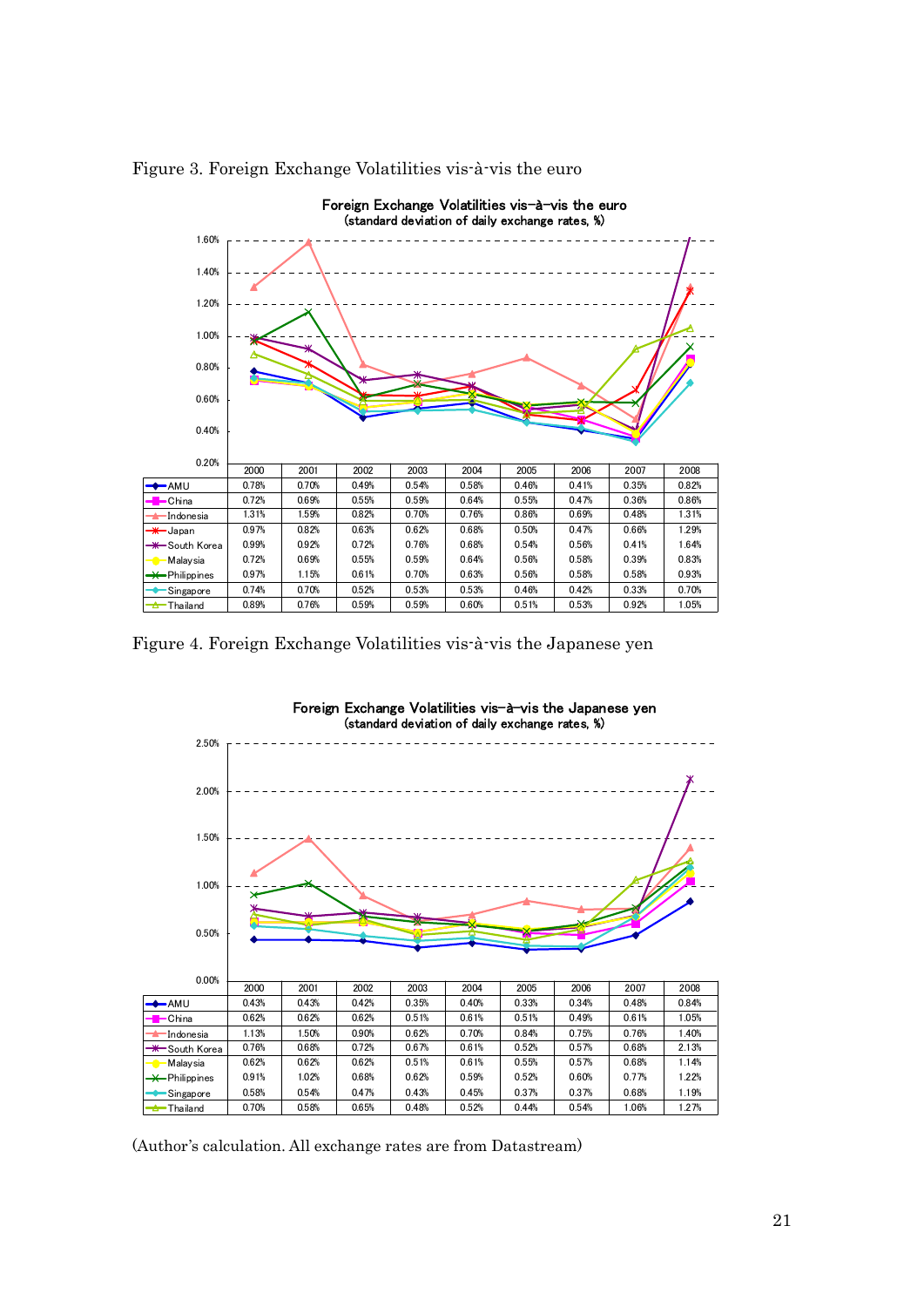Figure 3. Foreign Exchange Volatilities vis-à-vis the euro

Foreign Exchange Volatilities vis–à–vis the euro
(standard deviation of daily exchange rates, %)

1.60%
1.40%
1.20%
1.00%
0.80%
0.60%
0.40%
0.20%

| | 2000 | 2001 | 2002 | 2003 | 2004 | 2005 | 2006 | 2007 | 2008 |
|---|---|---|---|---|---|---|---|---|---|
| AMU | 0.78% | 0.70% | 0.49% | 0.54% | 0.58% | 0.46% | 0.41% | 0.35% | 0.82% |
| China | 0.72% | 0.69% | 0.55% | 0.59% | 0.64% | 0.55% | 0.47% | 0.36% | 0.86% |
| Indonesia | 1.31% | 1.59% | 0.82% | 0.70% | 0.76% | 0.86% | 0.69% | 0.48% | 1.31% |
| Japan | 0.97% | 0.82% | 0.63% | 0.62% | 0.68% | 0.50% | 0.47% | 0.66% | 1.29% |
| South Korea | 0.99% | 0.92% | 0.72% | 0.76% | 0.68% | 0.54% | 0.56% | 0.41% | 1.64% |
| Malaysia | 0.72% | 0.69% | 0.55% | 0.59% | 0.64% | 0.56% | 0.58% | 0.39% | 0.83% |
| Philippines | 0.97% | 1.15% | 0.61% | 0.70% | 0.63% | 0.56% | 0.58% | 0.58% | 0.93% |
| Singapore | 0.74% | 0.70% | 0.52% | 0.53% | 0.53% | 0.46% | 0.42% | 0.33% | 0.70% |
| Thailand | 0.89% | 0.76% | 0.59% | 0.59% | 0.60% | 0.51% | 0.53% | 0.92% | 1.05% |

Figure 4. Foreign Exchange Volatilities vis-à-vis the Japanese yen

Foreign Exchange Volatilities vis–à–vis the Japanese yen
(standard deviation of daily exchange rates, %)

2.50%
2.00%
1.50%
1.00%
0.50%
0.00%

| | 2000 | 2001 | 2002 | 2003 | 2004 | 2005 | 2006 | 2007 | 2008 |
|---|---|---|---|---|---|---|---|---|---|
| AMU | 0.43% | 0.43% | 0.42% | 0.35% | 0.40% | 0.33% | 0.34% | 0.48% | 0.84% |
| China | 0.62% | 0.62% | 0.62% | 0.51% | 0.61% | 0.51% | 0.49% | 0.61% | 1.05% |
| Indonesia | 1.13% | 1.50% | 0.90% | 0.62% | 0.70% | 0.84% | 0.75% | 0.76% | 1.40% |
| South Korea | 0.76% | 0.68% | 0.72% | 0.67% | 0.61% | 0.52% | 0.57% | 0.68% | 2.13% |
| Malaysia | 0.62% | 0.62% | 0.62% | 0.51% | 0.61% | 0.55% | 0.57% | 0.68% | 1.14% |
| Philippines | 0.91% | 1.02% | 0.68% | 0.62% | 0.59% | 0.52% | 0.60% | 0.77% | 1.22% |
| Singapore | 0.58% | 0.54% | 0.47% | 0.43% | 0.45% | 0.37% | 0.37% | 0.68% | 1.19% |
| Thailand | 0.70% | 0.58% | 0.65% | 0.48% | 0.52% | 0.44% | 0.54% | 1.06% | 1.27% |

(Author's calculation. All exchange rates are from Datastream)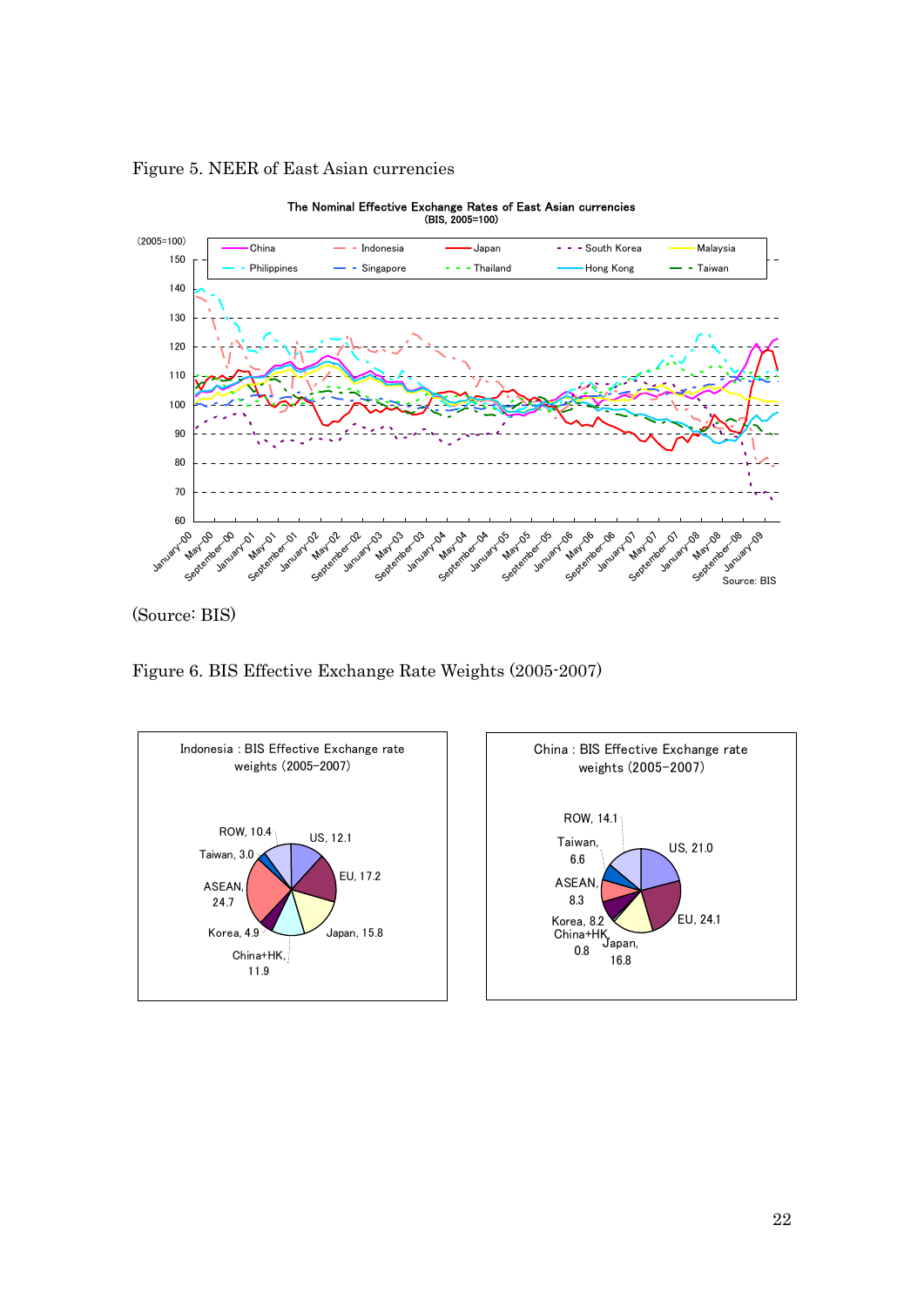Figure 5. NEER of East Asian currencies

The Nominal Effective Exchange Rates of East Asian currencies
(BIS, 2005=100)

(2005=100)

150
140
130
120
110
100
90
80
70
60

China
Indonesia
Japan
South Korea
Malaysia
Philippines
Singapore
Thailand
Hong Kong
Taiwan

January-00
May-00
September-00
January-01
May-01
September-01
January-02
May-02
September-02
January-03
May-03
September-03
January-04
May-04
September-04
January-05
May-05
September-05
January-06
May-06
September-06
January-07
May-07
September-07
January-08
May-08
September-08
January-09

Source: BIS

(Source: BIS)

Figure 6. BIS Effective Exchange Rate Weights (2005-2007)

Indonesia : BIS Effective Exchange rate weights (2005–2007)

US, 12.1
EU, 17.2
Japan, 15.8
China+HK, 11.9
Korea, 4.9
ASEAN, 24.7
Taiwan, 3.0
ROW, 10.4

China : BIS Effective Exchange rate weights (2005–2007)

US, 21.0
EU, 24.1
Japan, 16.8
China+HK, 0.8
Korea, 8.2
ASEAN, 8.3
Taiwan, 6.6
ROW, 14.1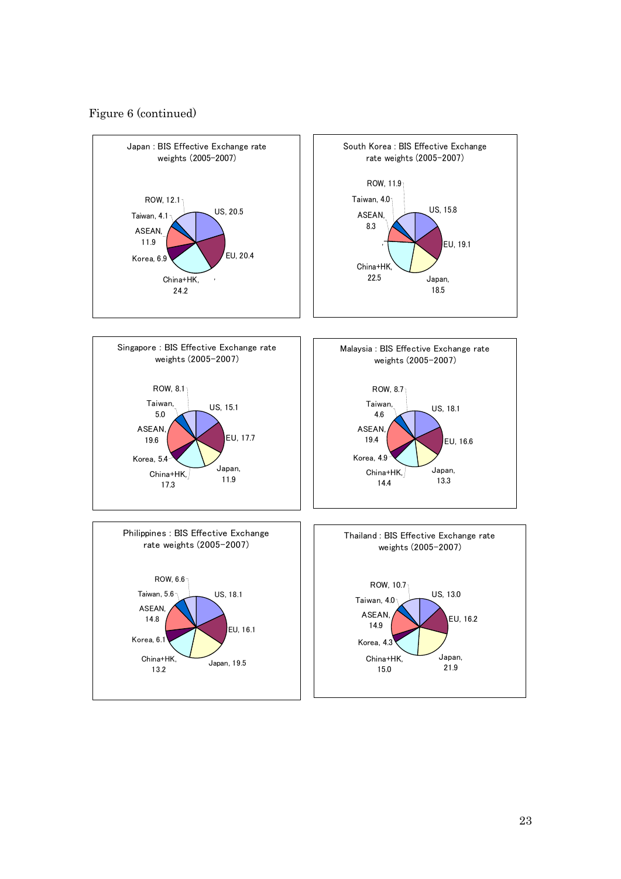Figure 6 (continued)

Japan : BIS Effective Exchange rate weights (2005-2007)

ROW, 12.1
Taiwan, 4.1
ASEAN, 11.9
Korea, 6.9
China+HK, 24.2
US, 20.5
EU, 20.4

South Korea : BIS Effective Exchange rate weights (2005-2007)

ROW, 11.9
Taiwan, 4.0
ASEAN, 8.3
China+HK, 22.5
US, 15.8
EU, 19.1
Japan, 18.5

Singapore : BIS Effective Exchange rate weights (2005-2007)

ROW, 8.1
Taiwan, 5.0
ASEAN, 19.6
Korea, 5.4
China+HK, 17.3
US, 15.1
EU, 17.7
Japan, 11.9

Malaysia : BIS Effective Exchange rate weights (2005-2007)

ROW, 8.7
Taiwan, 4.6
ASEAN, 19.4
Korea, 4.9
China+HK, 14.4
US, 18.1
EU, 16.6
Japan, 13.3

Philippines : BIS Effective Exchange rate weights (2005-2007)

ROW, 6.6
Taiwan, 5.6
ASEAN, 14.8
Korea, 6.1
China+HK, 13.2
US, 18.1
EU, 16.1
Japan, 19.5

Thailand : BIS Effective Exchange rate weights (2005-2007)

ROW, 10.7
Taiwan, 4.0
ASEAN, 14.9
Korea, 4.3
China+HK, 15.0
US, 13.0
EU, 16.2
Japan, 21.9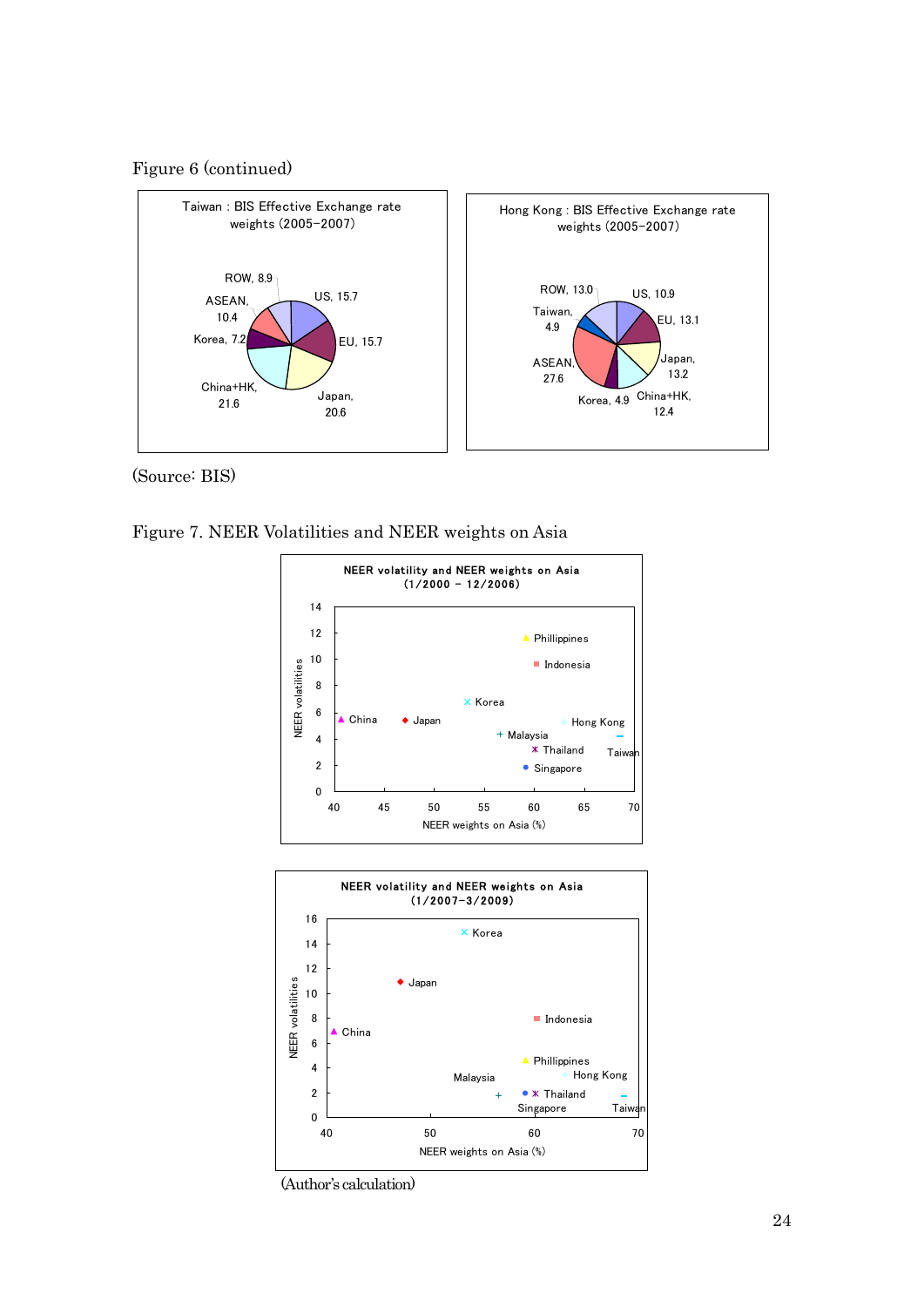Figure 6 (continued)

Taiwan : BIS Effective Exchange rate weights (2005-2007)

ROW, 8.9
US, 15.7
ASEAN, 10.4
Korea, 7.2
EU, 15.7
China+HK, 21.6
Japan, 20.6

Hong Kong : BIS Effective Exchange rate weights (2005-2007)

ROW, 13.0
US, 10.9
Taiwan, 4.9
EU, 13.1
ASEAN, 27.6
Japan, 13.2
Korea, 4.9
China+HK, 12.4

(Source: BIS)

Figure 7. NEER Volatilities and NEER weights on Asia

NEER volatility and NEER weights on Asia (1/2000 – 12/2006)

NEER volatilities

14
12
10
8
6
4
2
0

40 45 50 55 60 65 70

NEER weights on Asia (%)

Phillippines
Indonesia
Korea
China
Japan
Hong Kong
Malaysia
Thailand
Taiwan
Singapore

NEER volatility and NEER weights on Asia (1/2007-3/2009)

NEER volatilities

16
14
12
10
8
6
4
2
0

40 50 60 70

NEER weights on Asia (%)

Korea
Japan
Indonesia
China
Phillippines
Hong Kong
Malaysia
Thailand
Singapore
Taiwan

(Author's calculation)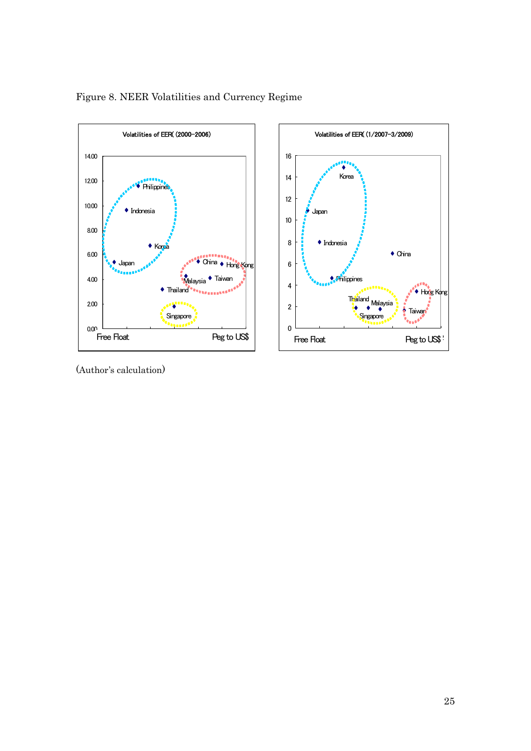Figure 8. NEER Volatilities and Currency Regime

Volatilities of EER( (2000-2006)

14.00
12.00
10.00
8.00
6.00
4.00
2.00
0.00

Philippines
Indonesia
Korea
Japan
China
Hong Kong
Malaysia
Taiwan
Thailand
Singapore

Free Float
Peg to US$

Volatilities of EER( (1/2007-3/2009)

16
14
12
10
8
6
4
2
0

Korea
Japan
Indonesia
China
Philippines
Hong Kong
Thailand
Malaysia
Singapore
Taiwan

Free Float
Peg to US$

(Author's calculation)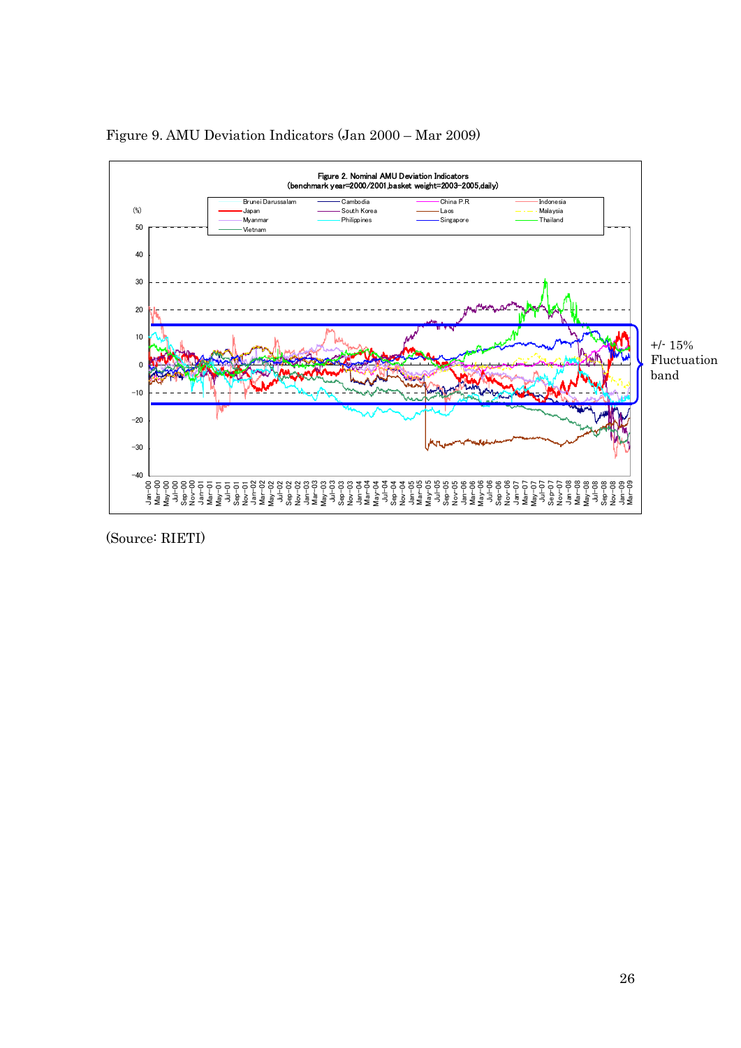Figure 9. AMU Deviation Indicators (Jan 2000 – Mar 2009)

Figure 2. Nominal AMU Deviation Indicators
(benchmark year=2000/2001,basket weight=2003-2005,daily)

Brunei Darussalam
Cambodia
China P.R
Indonesia
Japan
South Korea
Laos
Malaysia
Myanmar
Philippines
Singapore
Thailand
Vietnam

(%)

50
40
30
20
10
0
-10
-20
-30
-40

Jan-00 Mar-00 May-00 Jul-00 Sep-00 Nov-00 Jan-01 Mar-01 May-01 Jul-01 Sep-01 Nov-01 Jan-02 Mar-02 May-02 Jul-02 Sep-02 Nov-02 Jan-03 Mar-03 May-03 Jul-03 Sep-03 Nov-03 Jan-04 Mar-04 May-04 Jul-04 Sep-04 Nov-04 Jan-05 Mar-05 May-05 Jul-05 Sep-05 Nov-05 Jan-06 Mar-06 May-06 Jul-06 Sep-06 Nov-06 Jan-07 Mar-07 May-07 Jul-07 Sep-07 Nov-07 Jan-08 Mar-08 May-08 Jul-08 Sep-08 Nov-08 Jan-09 Mar-09

+/- 15% Fluctuation band

(Source: RIETI)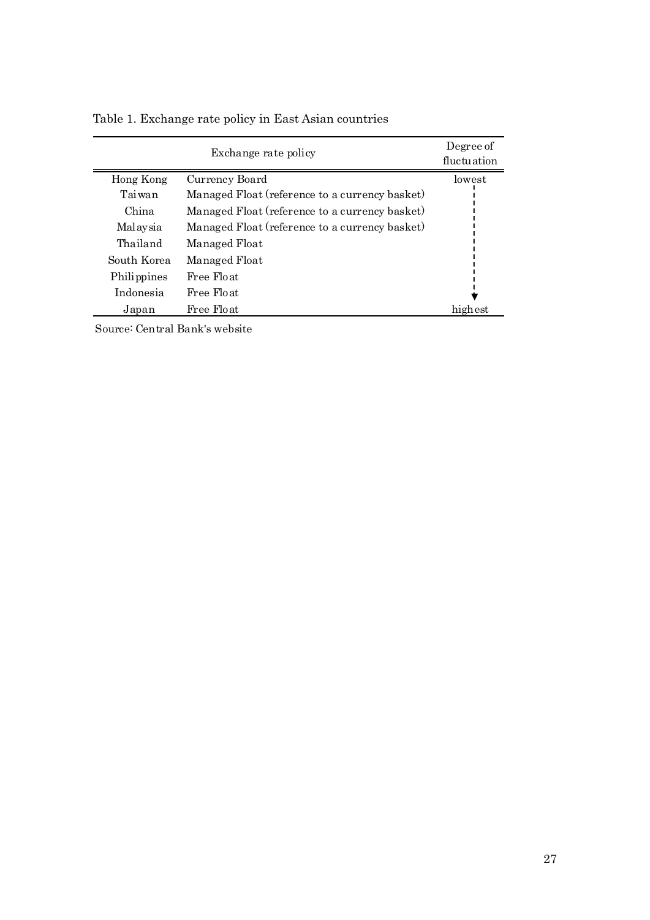Table 1. Exchange rate policy in East Asian countries

| Exchange rate policy | | Degree of fluctuation |
|---|---|---|
| Hong Kong | Currency Board | lowest |
| Taiwan | Managed Float (reference to a currency basket) | |
| China | Managed Float (reference to a currency basket) | |
| Malaysia | Managed Float (reference to a currency basket) | |
| Thailand | Managed Float | |
| South Korea | Managed Float | |
| Philippines | Free Float | |
| Indonesia | Free Float | |
| Japan | Free Float | highest |

Source: Central Bank's website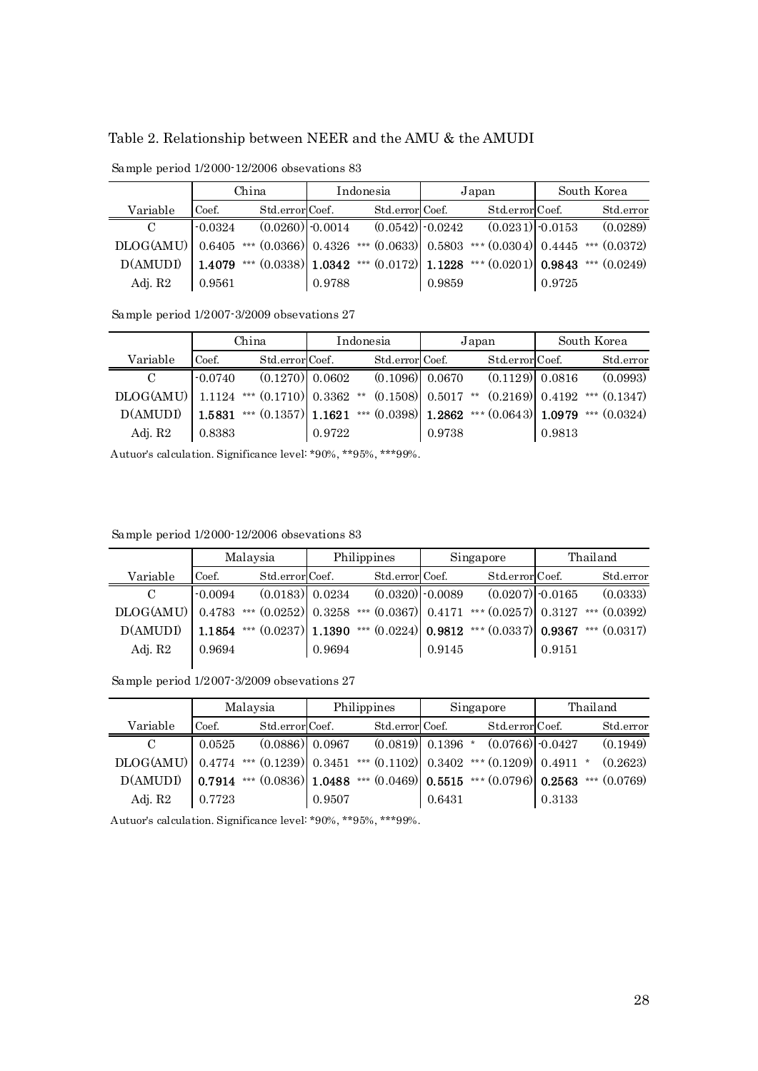Table 2. Relationship between NEER and the AMU & the AMUDI

Sample period 1/2000-12/2006 obsevations 83

| | China | | | Indonesia | | | Japan | | | South Korea | | |
|---|---|---|---|---|---|---|---|---|---|---|---|---|
| Variable | Coef. | | Std.error | Coef. | | Std.error | Coef. | | Std.error | Coef. | | Std.error |
| C | -0.0324 | | (0.0260) | -0.0014 | | (0.0542) | -0.0242 | | (0.0231) | -0.0153 | | (0.0289) |
| DLOG(AMU) | 0.6405 | *** | (0.0366) | 0.4326 | *** | (0.0633) | 0.5803 | *** | (0.0304) | 0.4445 | *** | (0.0372) |
| D(AMUDI) | **1.4079** | *** | (0.0338) | **1.0342** | *** | (0.0172) | **1.1228** | *** | (0.0201) | **0.9843** | *** | (0.0249) |
| Adj. R2 | 0.9561 | | | 0.9788 | | | 0.9859 | | | 0.9725 | | |

Sample period 1/2007-3/2009 obsevations 27

| | China | | | Indonesia | | | Japan | | | South Korea | | |
|---|---|---|---|---|---|---|---|---|---|---|---|---|
| Variable | Coef. | | Std.error | Coef. | | Std.error | Coef. | | Std.error | Coef. | | Std.error |
| C | -0.0740 | | (0.1270) | 0.0602 | | (0.1096) | 0.0670 | | (0.1129) | 0.0816 | | (0.0993) |
| DLOG(AMU) | 1.1124 | *** | (0.1710) | 0.3362 | ** | (0.1508) | 0.5017 | ** | (0.2169) | 0.4192 | *** | (0.1347) |
| D(AMUDI) | **1.5831** | *** | (0.1357) | **1.1621** | *** | (0.0398) | **1.2862** | *** | (0.0643) | **1.0979** | *** | (0.0324) |
| Adj. R2 | 0.8383 | | | 0.9722 | | | 0.9738 | | | 0.9813 | | |

Autuor's calculation. Significance level: *90%, **95%, ***99%.

Sample period 1/2000-12/2006 obsevations 83

| | Malaysia | | | Philippines | | | Singapore | | | Thailand | | |
|---|---|---|---|---|---|---|---|---|---|---|---|---|
| Variable | Coef. | | Std.error | Coef. | | Std.error | Coef. | | Std.error | Coef. | | Std.error |
| C | -0.0094 | | (0.0183) | 0.0234 | | (0.0320) | -0.0089 | | (0.0207) | -0.0165 | | (0.0333) |
| DLOG(AMU) | 0.4783 | *** | (0.0252) | 0.3258 | *** | (0.0367) | 0.4171 | *** | (0.0257) | 0.3127 | *** | (0.0392) |
| D(AMUDI) | **1.1854** | *** | (0.0237) | **1.1390** | *** | (0.0224) | **0.9812** | *** | (0.0337) | **0.9367** | *** | (0.0317) |
| Adj. R2 | 0.9694 | | | 0.9694 | | | 0.9145 | | | 0.9151 | | |

Sample period 1/2007-3/2009 obsevations 27

| | Malaysia | | | Philippines | | | Singapore | | | Thailand | | |
|---|---|---|---|---|---|---|---|---|---|---|---|---|
| Variable | Coef. | | Std.error | Coef. | | Std.error | Coef. | | Std.error | Coef. | | Std.error |
| C | 0.0525 | | (0.0886) | 0.0967 | | (0.0819) | 0.1396 | * | (0.0766) | -0.0427 | | (0.1949) |
| DLOG(AMU) | 0.4774 | *** | (0.1239) | 0.3451 | *** | (0.1102) | 0.3402 | *** | (0.1209) | 0.4911 | * | (0.2623) |
| D(AMUDI) | **0.7914** | *** | (0.0836) | **1.0488** | *** | (0.0469) | **0.5515** | *** | (0.0796) | **0.2563** | *** | (0.0769) |
| Adj. R2 | 0.7723 | | | 0.9507 | | | 0.6431 | | | 0.3133 | | |

Autuor's calculation. Significance level: *90%, **95%, ***99%.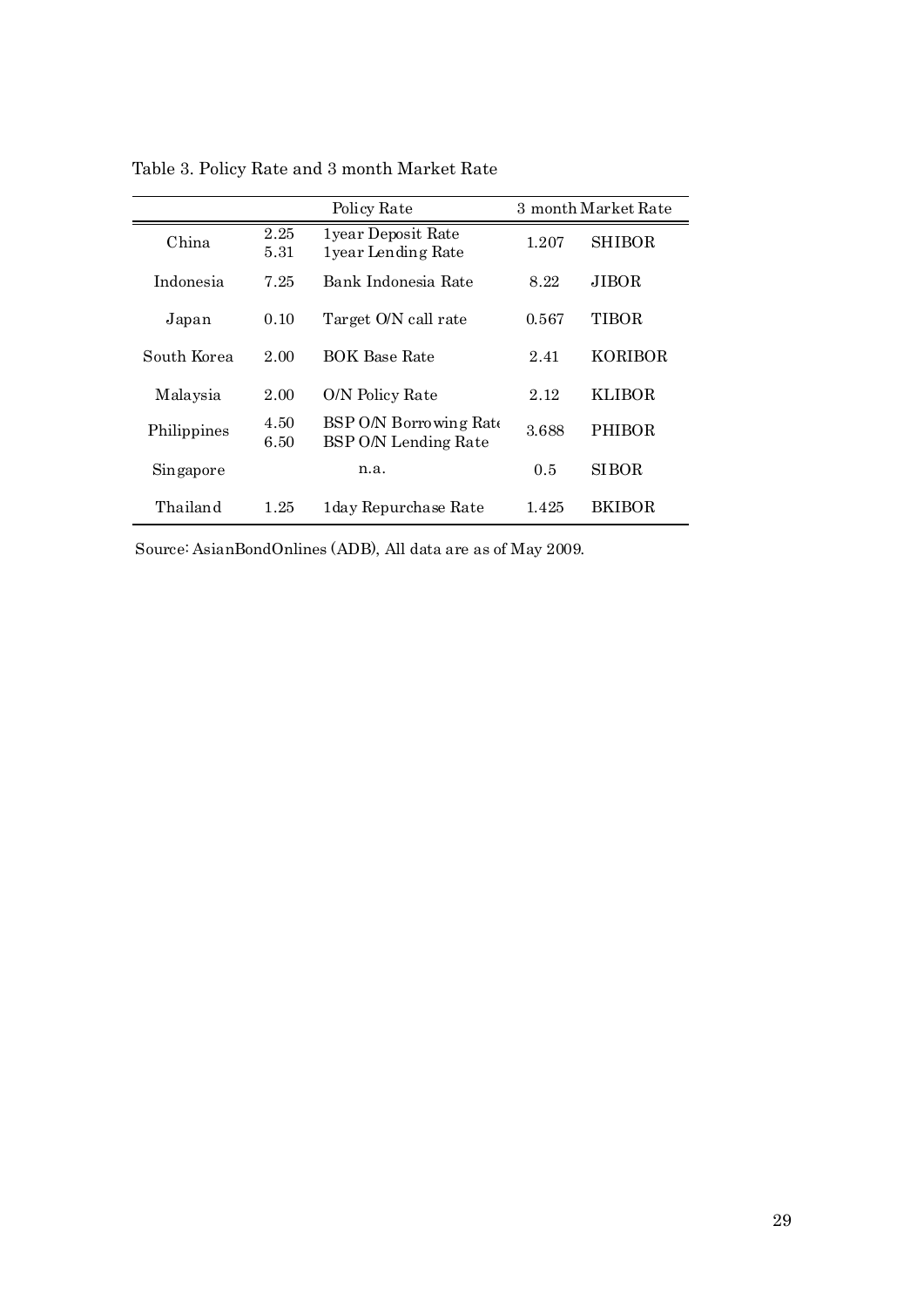Table 3. Policy Rate and 3 month Market Rate

| | Policy Rate | | 3 month Market Rate | |
|---|---|---|---|---|
| China | 2.25<br>5.31 | 1year Deposit Rate<br>1year Lending Rate | 1.207 | SHIBOR |
| Indonesia | 7.25 | Bank Indonesia Rate | 8.22 | JIBOR |
| Japan | 0.10 | Target O/N call rate | 0.567 | TIBOR |
| South Korea | 2.00 | BOK Base Rate | 2.41 | KORIBOR |
| Malaysia | 2.00 | O/N Policy Rate | 2.12 | KLIBOR |
| Philippines | 4.50<br>6.50 | BSP O/N Borrowing Rate<br>BSP O/N Lending Rate | 3.688 | PHIBOR |
| Singapore | | n.a. | 0.5 | SIBOR |
| Thailand | 1.25 | 1day Repurchase Rate | 1.425 | BKIBOR |

Source: AsianBondOnlines (ADB), All data are as of May 2009.